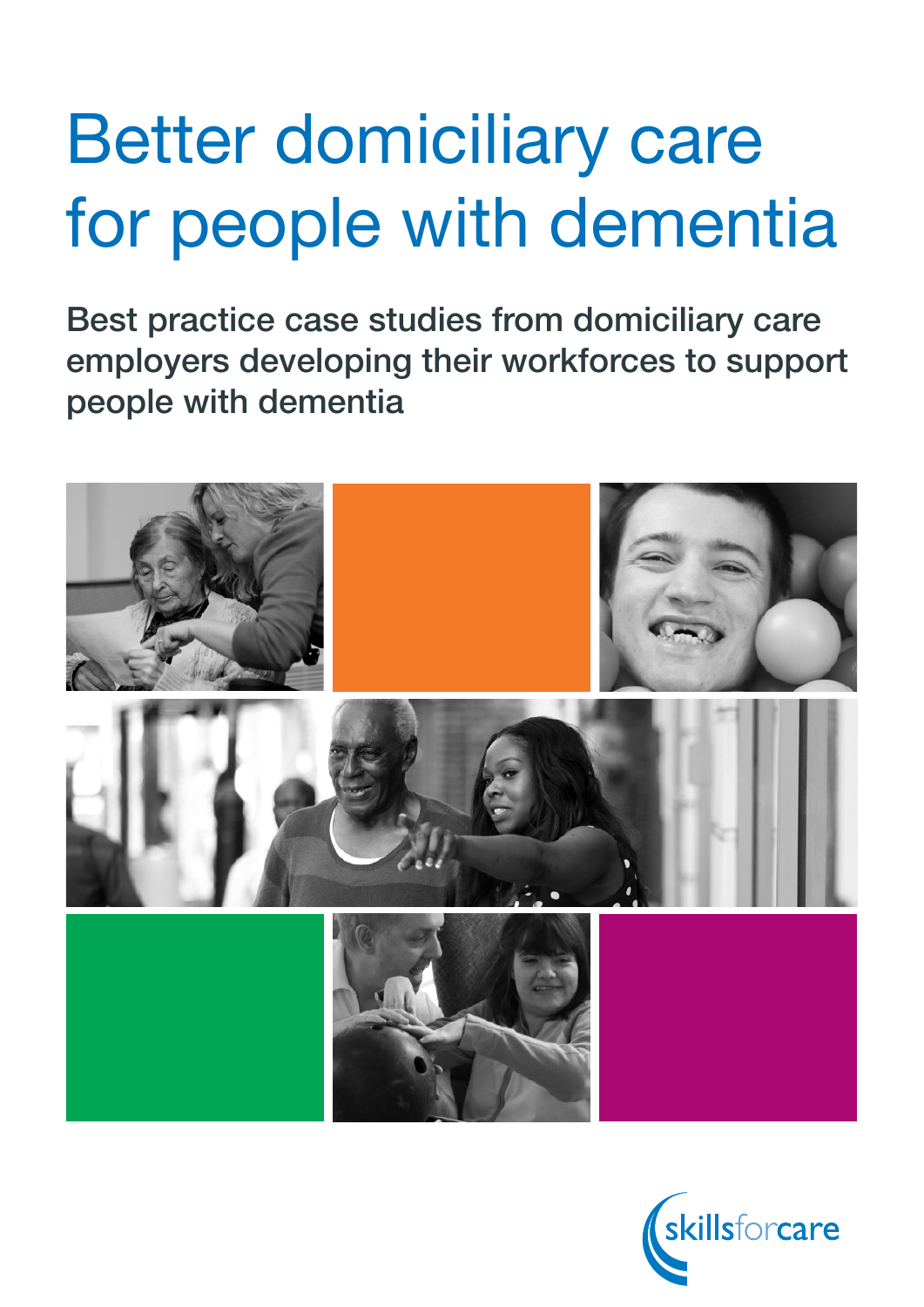# Better domiciliary care for people with dementia

**Best practice case studies from domiciliary care employers developing their workforces to support people with dementia**

skillsforcare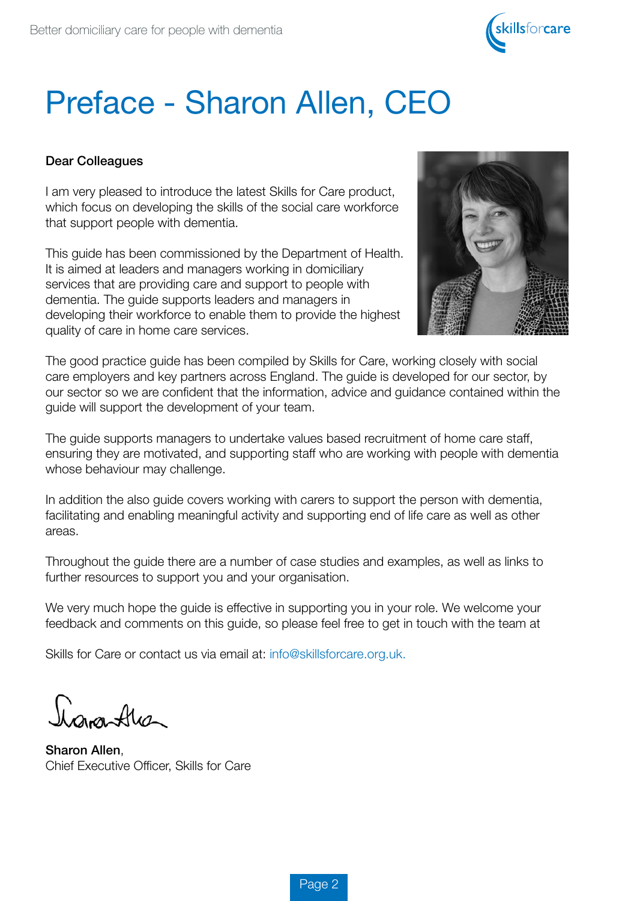# Preface - Sharon Allen, CEO

**Dear Colleagues**

I am very pleased to introduce the latest Skills for Care product, which focus on developing the skills of the social care workforce that support people with dementia.

This guide has been commissioned by the Department of Health. It is aimed at leaders and managers working in domiciliary services that are providing care and support to people with dementia. The guide supports leaders and managers in developing their workforce to enable them to provide the highest quality of care in home care services.

The good practice guide has been compiled by Skills for Care, working closely with social care employers and key partners across England. The guide is developed for our sector, by our sector so we are confident that the information, advice and guidance contained within the guide will support the development of your team.

The guide supports managers to undertake values based recruitment of home care staff, ensuring they are motivated, and supporting staff who are working with people with dementia whose behaviour may challenge.

In addition the also guide covers working with carers to support the person with dementia, facilitating and enabling meaningful activity and supporting end of life care as well as other areas.

Throughout the guide there are a number of case studies and examples, as well as links to further resources to support you and your organisation.

We very much hope the guide is effective in supporting you in your role. We welcome your feedback and comments on this guide, so please feel free to get in touch with the team at

Skills for Care or contact us via email at: info@skillsforcare.org.uk.

**Sharon Allen**,
Chief Executive Officer, Skills for Care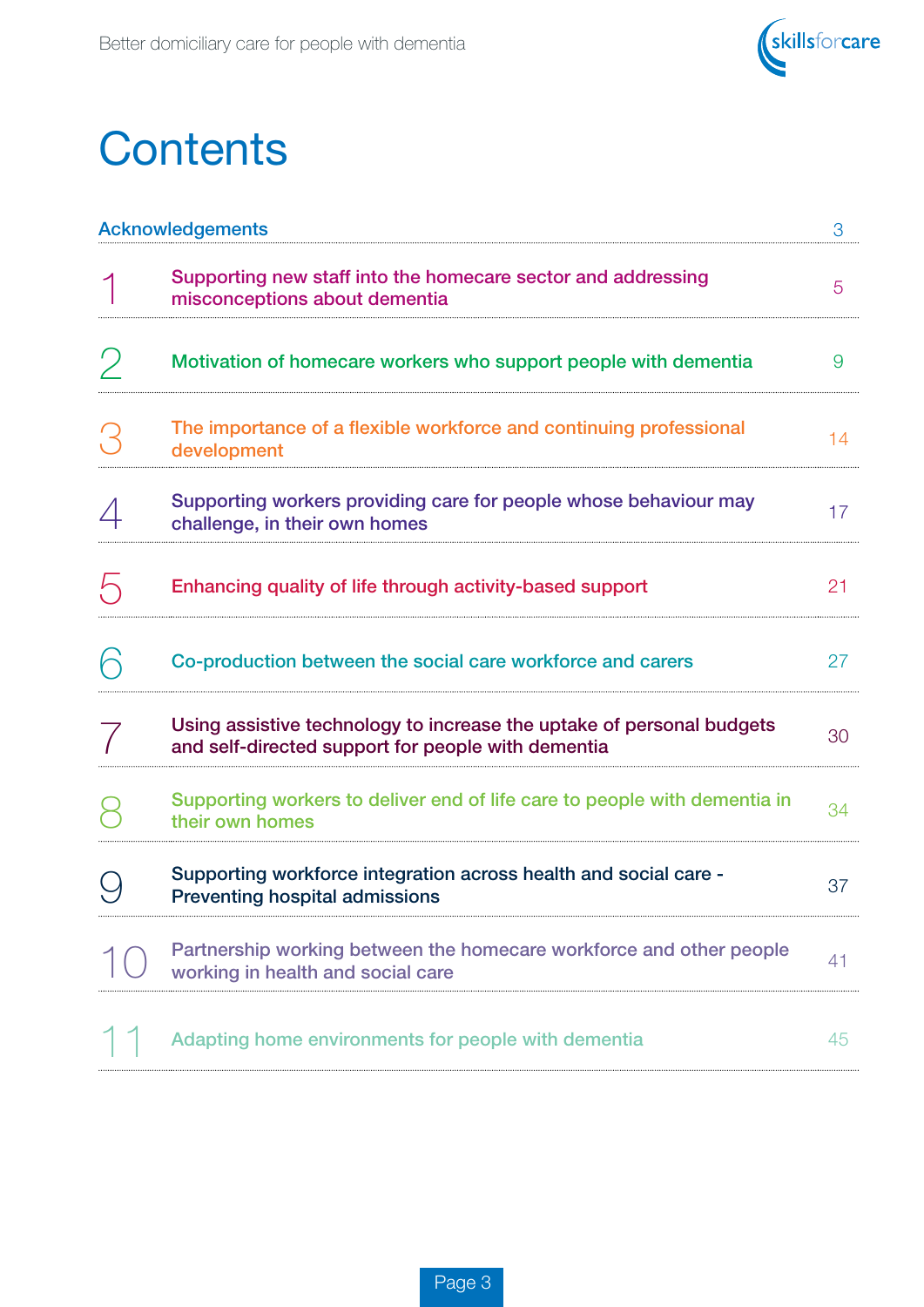# Contents

| | | |
|---|---|---|
| Acknowledgements | | 3 |
| 1 | Supporting new staff into the homecare sector and addressing misconceptions about dementia | 5 |
| 2 | Motivation of homecare workers who support people with dementia | 9 |
| 3 | The importance of a flexible workforce and continuing professional development | 14 |
| 4 | Supporting workers providing care for people whose behaviour may challenge, in their own homes | 17 |
| 5 | Enhancing quality of life through activity-based support | 21 |
| 6 | Co-production between the social care workforce and carers | 27 |
| 7 | Using assistive technology to increase the uptake of personal budgets and self-directed support for people with dementia | 30 |
| 8 | Supporting workers to deliver end of life care to people with dementia in their own homes | 34 |
| 9 | Supporting workforce integration across health and social care - Preventing hospital admissions | 37 |
| 10 | Partnership working between the homecare workforce and other people working in health and social care | 41 |
| 11 | Adapting home environments for people with dementia | 45 |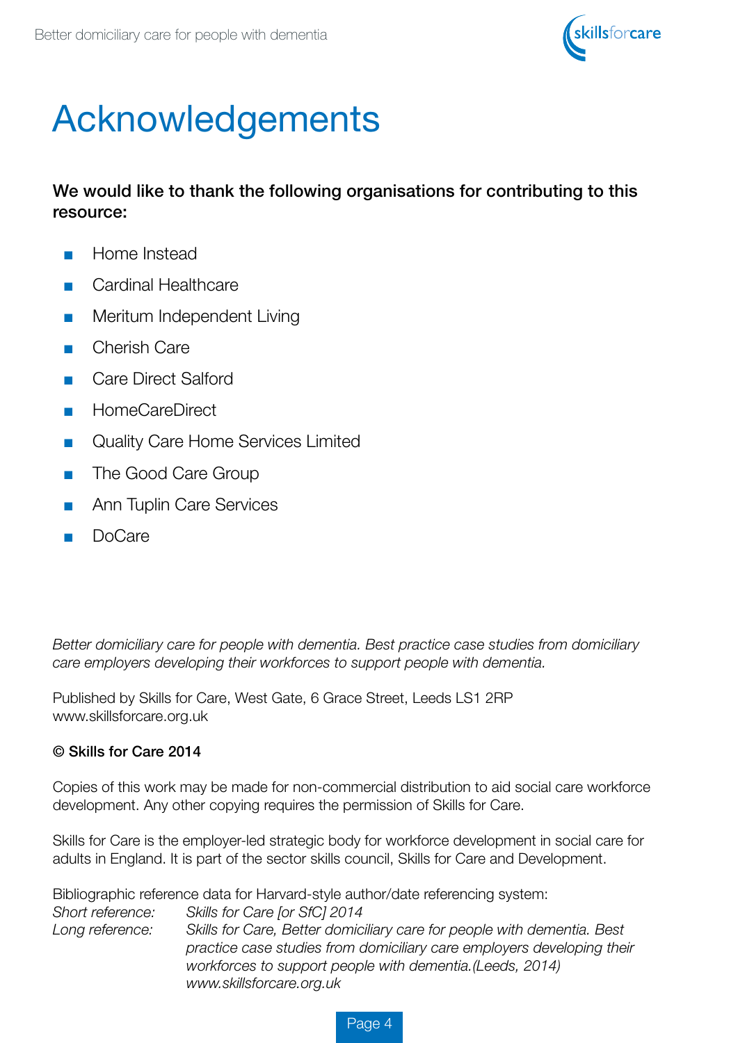# Acknowledgements

**We would like to thank the following organisations for contributing to this resource:**

- Home Instead
- Cardinal Healthcare
- Meritum Independent Living
- Cherish Care
- Care Direct Salford
- HomeCareDirect
- Quality Care Home Services Limited
- The Good Care Group
- Ann Tuplin Care Services
- DoCare

*Better domiciliary care for people with dementia. Best practice case studies from domiciliary care employers developing their workforces to support people with dementia.*

Published by Skills for Care, West Gate, 6 Grace Street, Leeds LS1 2RP
www.skillsforcare.org.uk

**© Skills for Care 2014**

Copies of this work may be made for non-commercial distribution to aid social care workforce development. Any other copying requires the permission of Skills for Care.

Skills for Care is the employer-led strategic body for workforce development in social care for adults in England. It is part of the sector skills council, Skills for Care and Development.

Bibliographic reference data for Harvard-style author/date referencing system:

*Short reference:* *Skills for Care [or SfC] 2014*

*Long reference:* *Skills for Care, Better domiciliary care for people with dementia. Best practice case studies from domiciliary care employers developing their workforces to support people with dementia.(Leeds, 2014) www.skillsforcare.org.uk*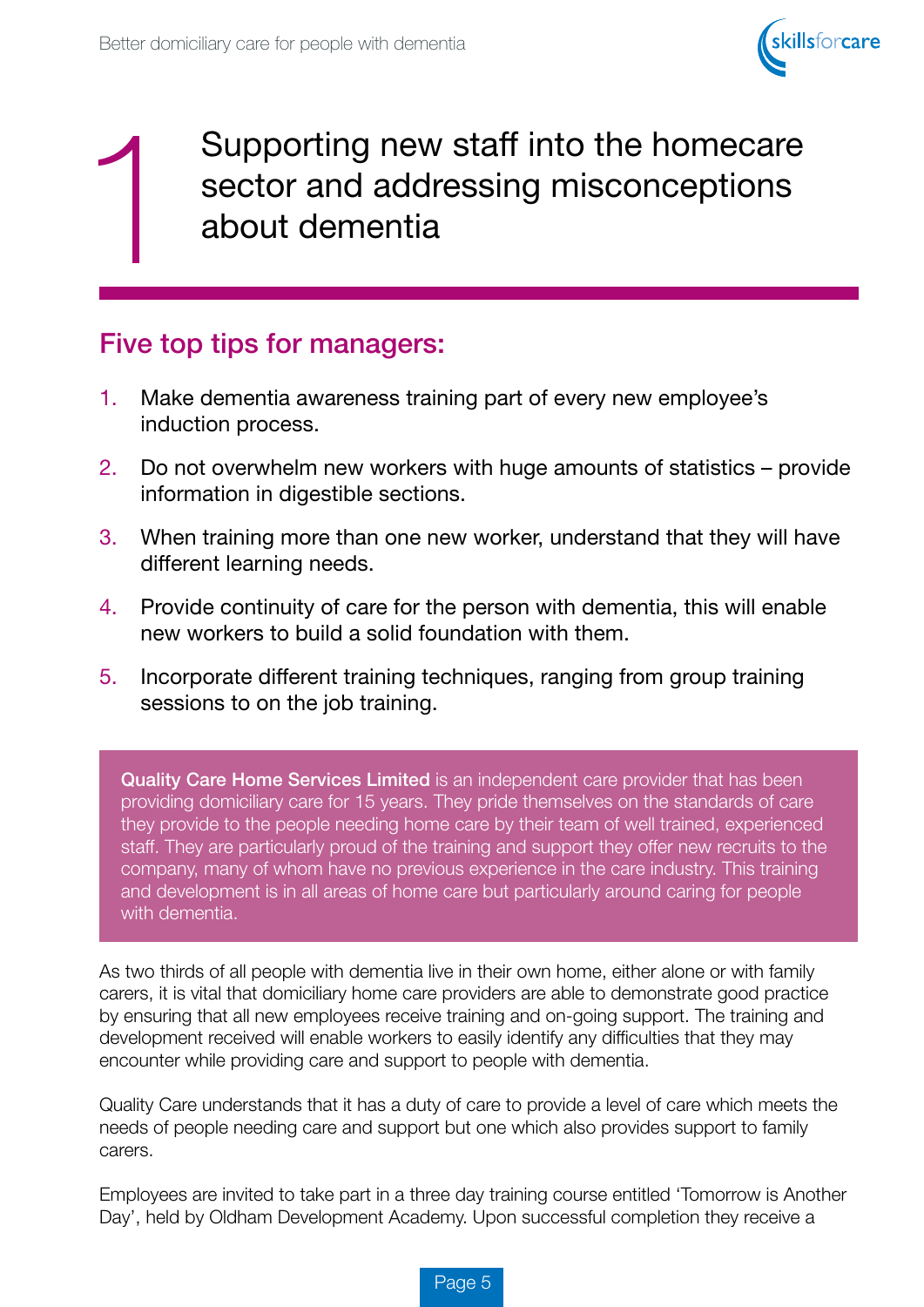# 1 Supporting new staff into the homecare sector and addressing misconceptions about dementia

## Five top tips for managers:

1. Make dementia awareness training part of every new employee's induction process.
2. Do not overwhelm new workers with huge amounts of statistics – provide information in digestible sections.
3. When training more than one new worker, understand that they will have different learning needs.
4. Provide continuity of care for the person with dementia, this will enable new workers to build a solid foundation with them.
5. Incorporate different training techniques, ranging from group training sessions to on the job training.

**Quality Care Home Services Limited** is an independent care provider that has been providing domiciliary care for 15 years. They pride themselves on the standards of care they provide to the people needing home care by their team of well trained, experienced staff. They are particularly proud of the training and support they offer new recruits to the company, many of whom have no previous experience in the care industry. This training and development is in all areas of home care but particularly around caring for people with dementia.

As two thirds of all people with dementia live in their own home, either alone or with family carers, it is vital that domiciliary home care providers are able to demonstrate good practice by ensuring that all new employees receive training and on-going support. The training and development received will enable workers to easily identify any difficulties that they may encounter while providing care and support to people with dementia.

Quality Care understands that it has a duty of care to provide a level of care which meets the needs of people needing care and support but one which also provides support to family carers.

Employees are invited to take part in a three day training course entitled 'Tomorrow is Another Day', held by Oldham Development Academy. Upon successful completion they receive a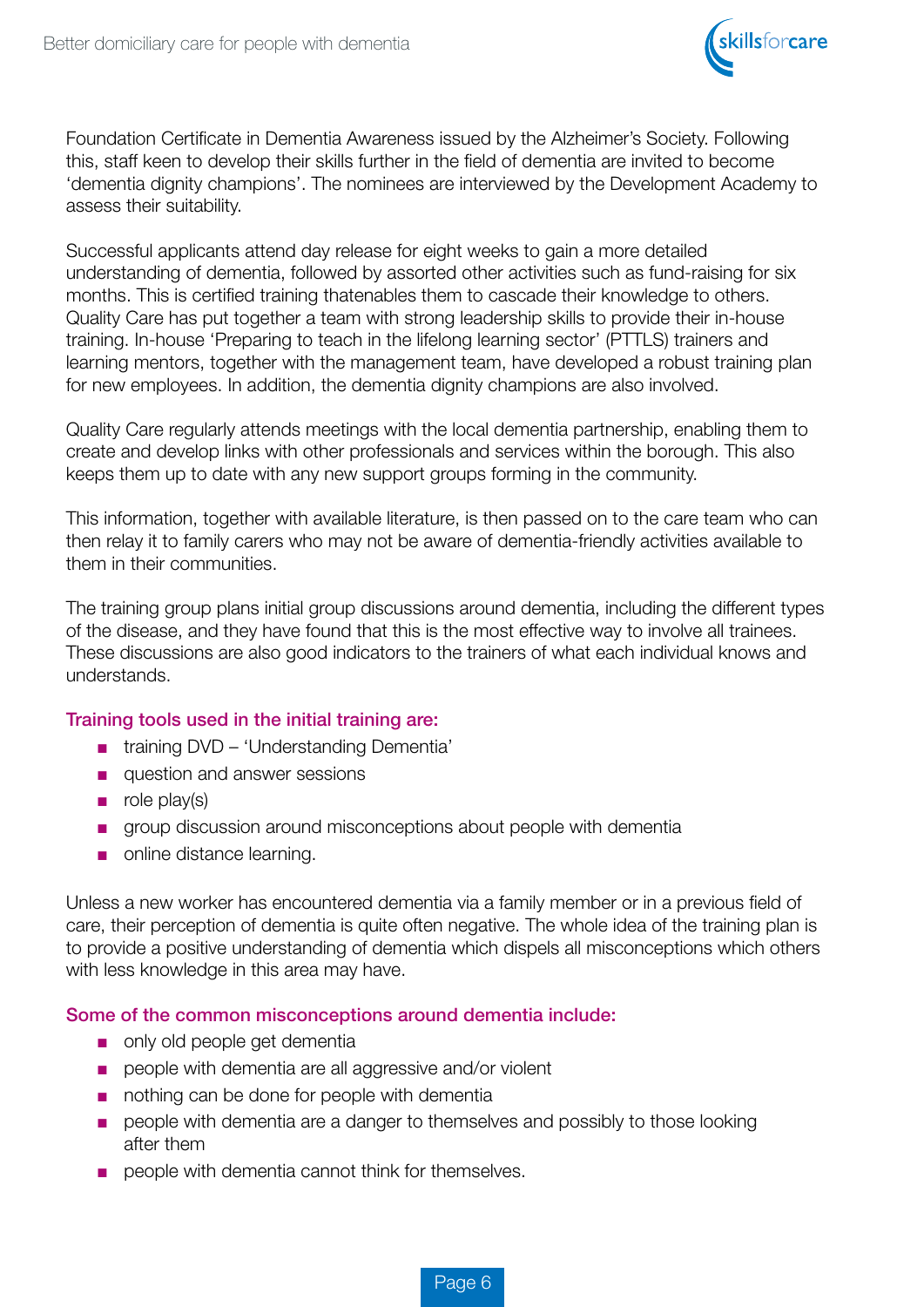Foundation Certificate in Dementia Awareness issued by the Alzheimer's Society. Following this, staff keen to develop their skills further in the field of dementia are invited to become 'dementia dignity champions'. The nominees are interviewed by the Development Academy to assess their suitability.

Successful applicants attend day release for eight weeks to gain a more detailed understanding of dementia, followed by assorted other activities such as fund-raising for six months. This is certified training thatenables them to cascade their knowledge to others. Quality Care has put together a team with strong leadership skills to provide their in-house training. In-house 'Preparing to teach in the lifelong learning sector' (PTTLS) trainers and learning mentors, together with the management team, have developed a robust training plan for new employees. In addition, the dementia dignity champions are also involved.

Quality Care regularly attends meetings with the local dementia partnership, enabling them to create and develop links with other professionals and services within the borough. This also keeps them up to date with any new support groups forming in the community.

This information, together with available literature, is then passed on to the care team who can then relay it to family carers who may not be aware of dementia-friendly activities available to them in their communities.

The training group plans initial group discussions around dementia, including the different types of the disease, and they have found that this is the most effective way to involve all trainees. These discussions are also good indicators to the trainers of what each individual knows and understands.

### Training tools used in the initial training are:

- training DVD – 'Understanding Dementia'
- question and answer sessions
- role play(s)
- group discussion around misconceptions about people with dementia
- online distance learning.

Unless a new worker has encountered dementia via a family member or in a previous field of care, their perception of dementia is quite often negative. The whole idea of the training plan is to provide a positive understanding of dementia which dispels all misconceptions which others with less knowledge in this area may have.

### Some of the common misconceptions around dementia include:

- only old people get dementia
- people with dementia are all aggressive and/or violent
- nothing can be done for people with dementia
- people with dementia are a danger to themselves and possibly to those looking after them
- people with dementia cannot think for themselves.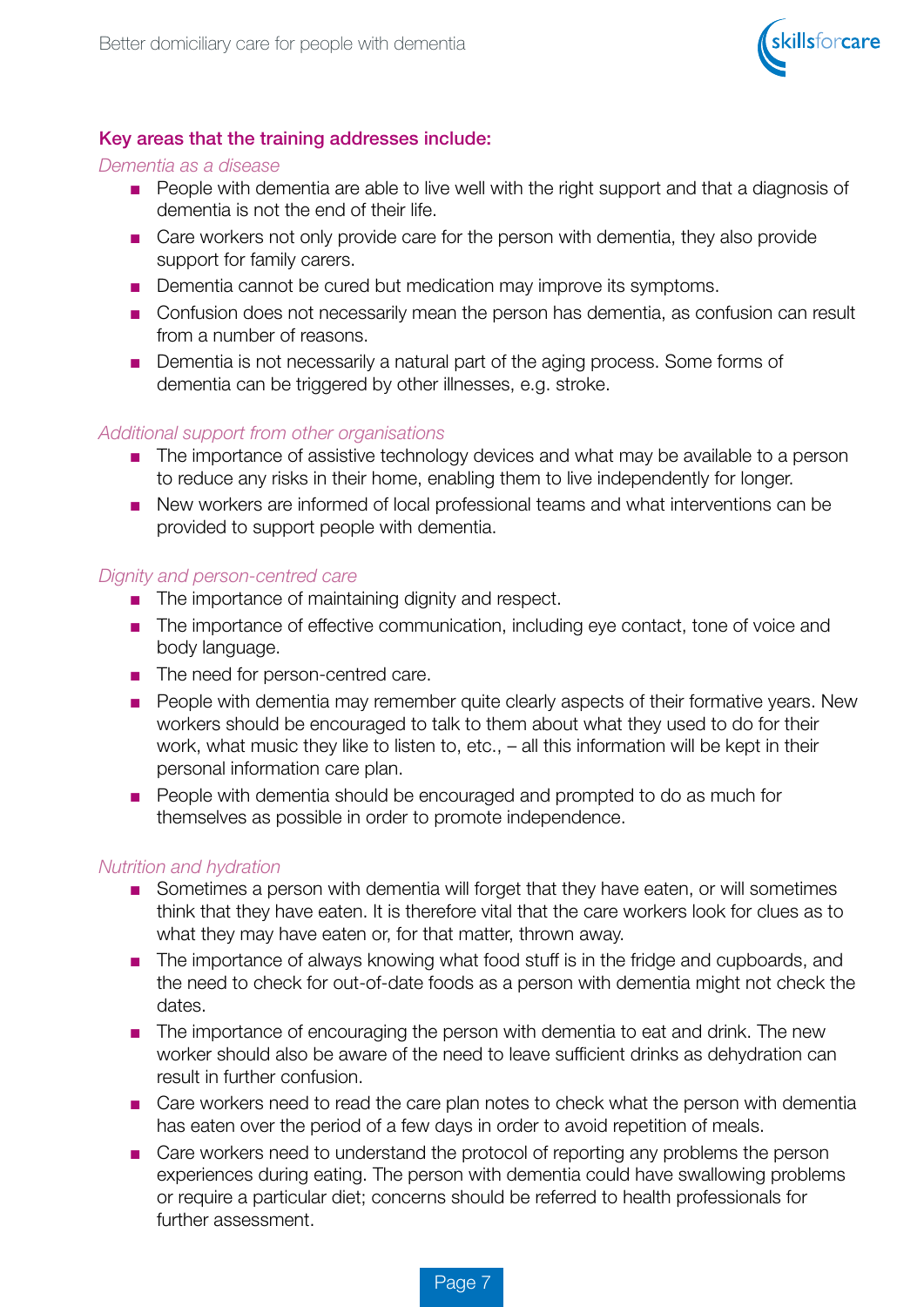**Key areas that the training addresses include:**

*Dementia as a disease*

- People with dementia are able to live well with the right support and that a diagnosis of dementia is not the end of their life.
- Care workers not only provide care for the person with dementia, they also provide support for family carers.
- Dementia cannot be cured but medication may improve its symptoms.
- Confusion does not necessarily mean the person has dementia, as confusion can result from a number of reasons.
- Dementia is not necessarily a natural part of the aging process. Some forms of dementia can be triggered by other illnesses, e.g. stroke.

*Additional support from other organisations*

- The importance of assistive technology devices and what may be available to a person to reduce any risks in their home, enabling them to live independently for longer.
- New workers are informed of local professional teams and what interventions can be provided to support people with dementia.

*Dignity and person-centred care*

- The importance of maintaining dignity and respect.
- The importance of effective communication, including eye contact, tone of voice and body language.
- The need for person-centred care.
- People with dementia may remember quite clearly aspects of their formative years. New workers should be encouraged to talk to them about what they used to do for their work, what music they like to listen to, etc., – all this information will be kept in their personal information care plan.
- People with dementia should be encouraged and prompted to do as much for themselves as possible in order to promote independence.

*Nutrition and hydration*

- Sometimes a person with dementia will forget that they have eaten, or will sometimes think that they have eaten. It is therefore vital that the care workers look for clues as to what they may have eaten or, for that matter, thrown away.
- The importance of always knowing what food stuff is in the fridge and cupboards, and the need to check for out-of-date foods as a person with dementia might not check the dates.
- The importance of encouraging the person with dementia to eat and drink. The new worker should also be aware of the need to leave sufficient drinks as dehydration can result in further confusion.
- Care workers need to read the care plan notes to check what the person with dementia has eaten over the period of a few days in order to avoid repetition of meals.
- Care workers need to understand the protocol of reporting any problems the person experiences during eating. The person with dementia could have swallowing problems or require a particular diet; concerns should be referred to health professionals for further assessment.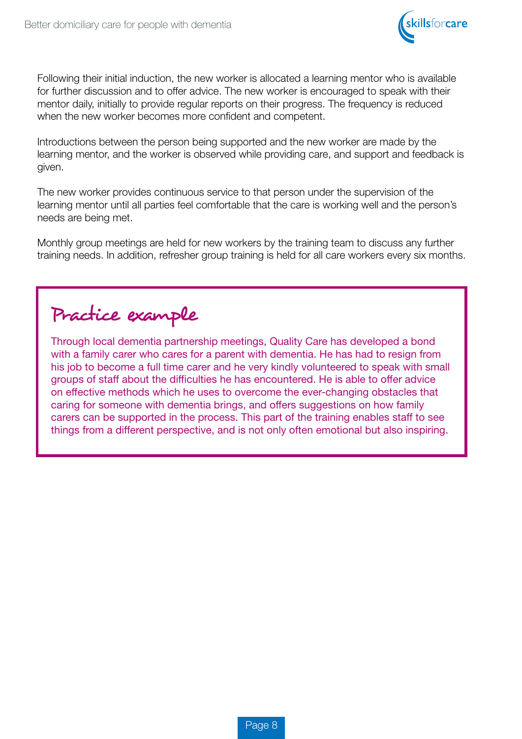Following their initial induction, the new worker is allocated a learning mentor who is available for further discussion and to offer advice. The new worker is encouraged to speak with their mentor daily, initially to provide regular reports on their progress. The frequency is reduced when the new worker becomes more confident and competent.

Introductions between the person being supported and the new worker are made by the learning mentor, and the worker is observed while providing care, and support and feedback is given.

The new worker provides continuous service to that person under the supervision of the learning mentor until all parties feel comfortable that the care is working well and the person's needs are being met.

Monthly group meetings are held for new workers by the training team to discuss any further training needs. In addition, refresher group training is held for all care workers every six months.

## Practice example

Through local dementia partnership meetings, Quality Care has developed a bond with a family carer who cares for a parent with dementia. He has had to resign from his job to become a full time carer and he very kindly volunteered to speak with small groups of staff about the difficulties he has encountered. He is able to offer advice on effective methods which he uses to overcome the ever-changing obstacles that caring for someone with dementia brings, and offers suggestions on how family carers can be supported in the process. This part of the training enables staff to see things from a different perspective, and is not only often emotional but also inspiring.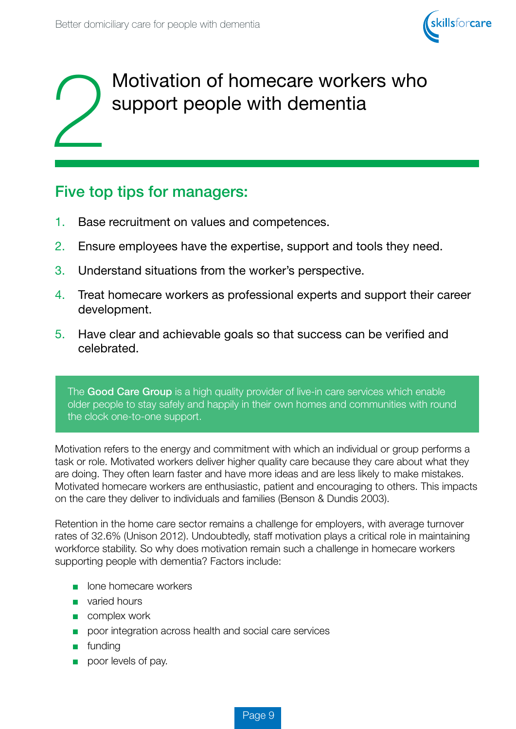# 2 Motivation of homecare workers who support people with dementia

## Five top tips for managers:

1. Base recruitment on values and competences.
2. Ensure employees have the expertise, support and tools they need.
3. Understand situations from the worker's perspective.
4. Treat homecare workers as professional experts and support their career development.
5. Have clear and achievable goals so that success can be verified and celebrated.

The **Good Care Group** is a high quality provider of live-in care services which enable older people to stay safely and happily in their own homes and communities with round the clock one-to-one support.

Motivation refers to the energy and commitment with which an individual or group performs a task or role. Motivated workers deliver higher quality care because they care about what they are doing. They often learn faster and have more ideas and are less likely to make mistakes. Motivated homecare workers are enthusiastic, patient and encouraging to others. This impacts on the care they deliver to individuals and families (Benson & Dundis 2003).

Retention in the home care sector remains a challenge for employers, with average turnover rates of 32.6% (Unison 2012). Undoubtedly, staff motivation plays a critical role in maintaining workforce stability. So why does motivation remain such a challenge in homecare workers supporting people with dementia? Factors include:

- lone homecare workers
- varied hours
- complex work
- poor integration across health and social care services
- funding
- poor levels of pay.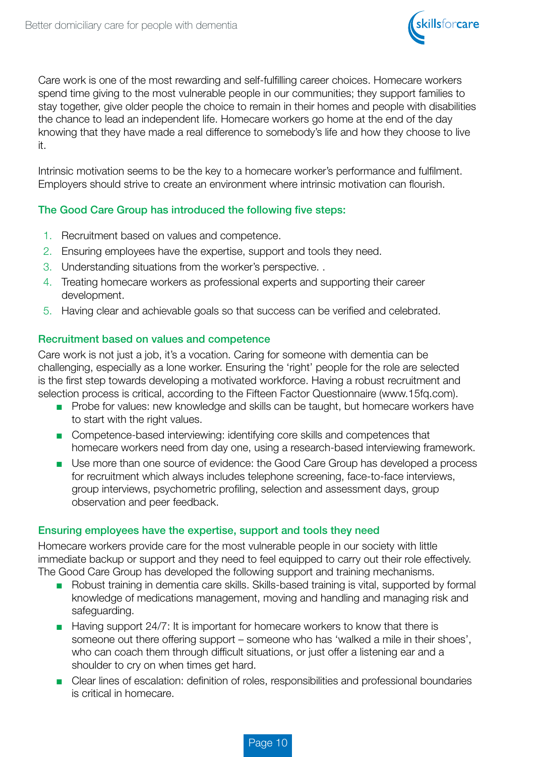Care work is one of the most rewarding and self-fulfilling career choices. Homecare workers spend time giving to the most vulnerable people in our communities; they support families to stay together, give older people the choice to remain in their homes and people with disabilities the chance to lead an independent life. Homecare workers go home at the end of the day knowing that they have made a real difference to somebody's life and how they choose to live it.

Intrinsic motivation seems to be the key to a homecare worker's performance and fulfilment. Employers should strive to create an environment where intrinsic motivation can flourish.

### The Good Care Group has introduced the following five steps:

1. Recruitment based on values and competence.
2. Ensuring employees have the expertise, support and tools they need.
3. Understanding situations from the worker's perspective. .
4. Treating homecare workers as professional experts and supporting their career development.
5. Having clear and achievable goals so that success can be verified and celebrated.

### Recruitment based on values and competence

Care work is not just a job, it's a vocation. Caring for someone with dementia can be challenging, especially as a lone worker. Ensuring the 'right' people for the role are selected is the first step towards developing a motivated workforce. Having a robust recruitment and selection process is critical, according to the Fifteen Factor Questionnaire (www.15fq.com).

- Probe for values: new knowledge and skills can be taught, but homecare workers have to start with the right values.
- Competence-based interviewing: identifying core skills and competences that homecare workers need from day one, using a research-based interviewing framework.
- Use more than one source of evidence: the Good Care Group has developed a process for recruitment which always includes telephone screening, face-to-face interviews, group interviews, psychometric profiling, selection and assessment days, group observation and peer feedback.

### Ensuring employees have the expertise, support and tools they need

Homecare workers provide care for the most vulnerable people in our society with little immediate backup or support and they need to feel equipped to carry out their role effectively. The Good Care Group has developed the following support and training mechanisms.

- Robust training in dementia care skills. Skills-based training is vital, supported by formal knowledge of medications management, moving and handling and managing risk and safeguarding.
- Having support 24/7: It is important for homecare workers to know that there is someone out there offering support – someone who has 'walked a mile in their shoes', who can coach them through difficult situations, or just offer a listening ear and a shoulder to cry on when times get hard.
- Clear lines of escalation: definition of roles, responsibilities and professional boundaries is critical in homecare.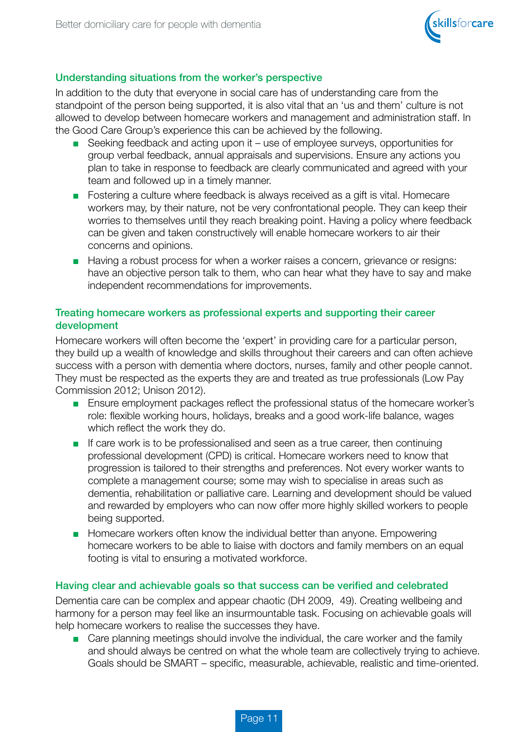### Understanding situations from the worker's perspective

In addition to the duty that everyone in social care has of understanding care from the standpoint of the person being supported, it is also vital that an 'us and them' culture is not allowed to develop between homecare workers and management and administration staff. In the Good Care Group's experience this can be achieved by the following.

- Seeking feedback and acting upon it – use of employee surveys, opportunities for group verbal feedback, annual appraisals and supervisions. Ensure any actions you plan to take in response to feedback are clearly communicated and agreed with your team and followed up in a timely manner.
- Fostering a culture where feedback is always received as a gift is vital. Homecare workers may, by their nature, not be very confrontational people. They can keep their worries to themselves until they reach breaking point. Having a policy where feedback can be given and taken constructively will enable homecare workers to air their concerns and opinions.
- Having a robust process for when a worker raises a concern, grievance or resigns: have an objective person talk to them, who can hear what they have to say and make independent recommendations for improvements.

### Treating homecare workers as professional experts and supporting their career development

Homecare workers will often become the 'expert' in providing care for a particular person, they build up a wealth of knowledge and skills throughout their careers and can often achieve success with a person with dementia where doctors, nurses, family and other people cannot. They must be respected as the experts they are and treated as true professionals (Low Pay Commission 2012; Unison 2012).

- Ensure employment packages reflect the professional status of the homecare worker's role: flexible working hours, holidays, breaks and a good work-life balance, wages which reflect the work they do.
- If care work is to be professionalised and seen as a true career, then continuing professional development (CPD) is critical. Homecare workers need to know that progression is tailored to their strengths and preferences. Not every worker wants to complete a management course; some may wish to specialise in areas such as dementia, rehabilitation or palliative care. Learning and development should be valued and rewarded by employers who can now offer more highly skilled workers to people being supported.
- Homecare workers often know the individual better than anyone. Empowering homecare workers to be able to liaise with doctors and family members on an equal footing is vital to ensuring a motivated workforce.

### Having clear and achievable goals so that success can be verified and celebrated

Dementia care can be complex and appear chaotic (DH 2009, 49). Creating wellbeing and harmony for a person may feel like an insurmountable task. Focusing on achievable goals will help homecare workers to realise the successes they have.

- Care planning meetings should involve the individual, the care worker and the family and should always be centred on what the whole team are collectively trying to achieve. Goals should be SMART – specific, measurable, achievable, realistic and time-oriented.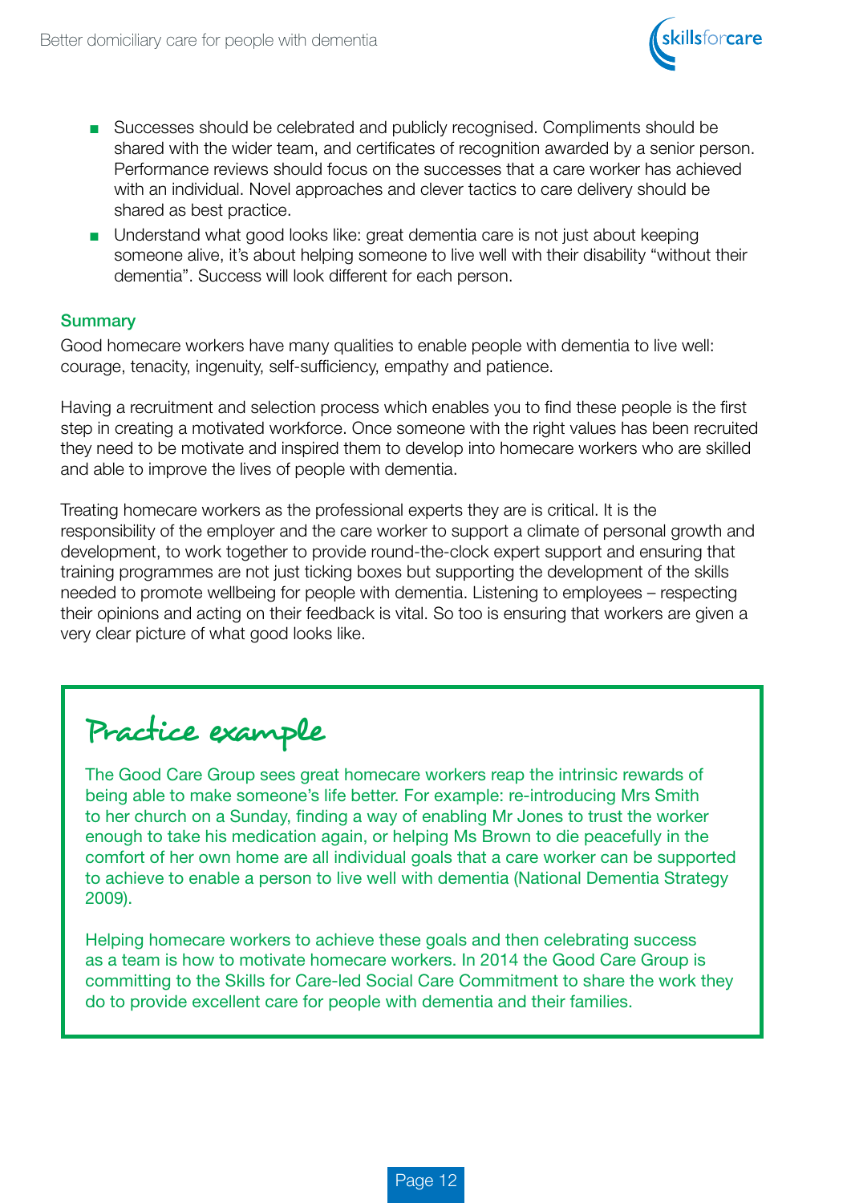- Successes should be celebrated and publicly recognised. Compliments should be shared with the wider team, and certificates of recognition awarded by a senior person. Performance reviews should focus on the successes that a care worker has achieved with an individual. Novel approaches and clever tactics to care delivery should be shared as best practice.
- Understand what good looks like: great dementia care is not just about keeping someone alive, it's about helping someone to live well with their disability "without their dementia". Success will look different for each person.

## Summary

Good homecare workers have many qualities to enable people with dementia to live well: courage, tenacity, ingenuity, self-sufficiency, empathy and patience.

Having a recruitment and selection process which enables you to find these people is the first step in creating a motivated workforce. Once someone with the right values has been recruited they need to be motivate and inspired them to develop into homecare workers who are skilled and able to improve the lives of people with dementia.

Treating homecare workers as the professional experts they are is critical. It is the responsibility of the employer and the care worker to support a climate of personal growth and development, to work together to provide round-the-clock expert support and ensuring that training programmes are not just ticking boxes but supporting the development of the skills needed to promote wellbeing for people with dementia. Listening to employees – respecting their opinions and acting on their feedback is vital. So too is ensuring that workers are given a very clear picture of what good looks like.

## Practice example

The Good Care Group sees great homecare workers reap the intrinsic rewards of being able to make someone's life better. For example: re-introducing Mrs Smith to her church on a Sunday, finding a way of enabling Mr Jones to trust the worker enough to take his medication again, or helping Ms Brown to die peacefully in the comfort of her own home are all individual goals that a care worker can be supported to achieve to enable a person to live well with dementia (National Dementia Strategy 2009).

Helping homecare workers to achieve these goals and then celebrating success as a team is how to motivate homecare workers. In 2014 the Good Care Group is committing to the Skills for Care-led Social Care Commitment to share the work they do to provide excellent care for people with dementia and their families.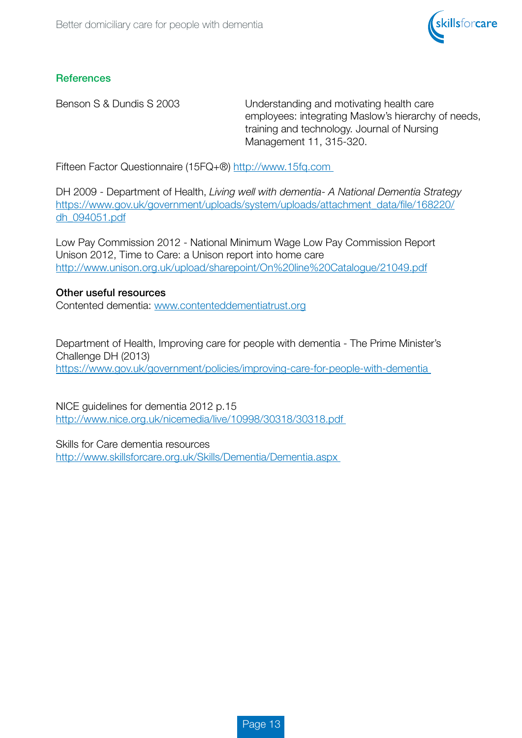## References

Benson S & Dundis S 2003 Understanding and motivating health care employees: integrating Maslow's hierarchy of needs, training and technology. Journal of Nursing Management 11, 315-320.

Fifteen Factor Questionnaire (15FQ+®) http://www.15fq.com

DH 2009 - Department of Health, *Living well with dementia- A National Dementia Strategy* https://www.gov.uk/government/uploads/system/uploads/attachment_data/file/168220/dh_094051.pdf

Low Pay Commission 2012 - National Minimum Wage Low Pay Commission Report
Unison 2012, Time to Care: a Unison report into home care
http://www.unison.org.uk/upload/sharepoint/On%20line%20Catalogue/21049.pdf

**Other useful resources**
Contented dementia: www.contenteddementiatrust.org

Department of Health, Improving care for people with dementia - The Prime Minister's Challenge DH (2013)
https://www.gov.uk/government/policies/improving-care-for-people-with-dementia

NICE guidelines for dementia 2012 p.15
http://www.nice.org.uk/nicemedia/live/10998/30318/30318.pdf

Skills for Care dementia resources
http://www.skillsforcare.org.uk/Skills/Dementia/Dementia.aspx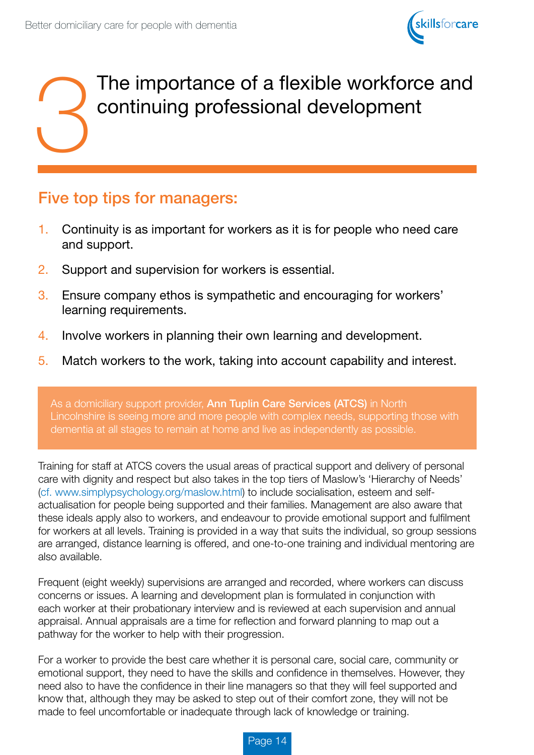# 3 The importance of a flexible workforce and continuing professional development

## Five top tips for managers:

1. Continuity is as important for workers as it is for people who need care and support.
2. Support and supervision for workers is essential.
3. Ensure company ethos is sympathetic and encouraging for workers' learning requirements.
4. Involve workers in planning their own learning and development.
5. Match workers to the work, taking into account capability and interest.

As a domiciliary support provider, **Ann Tuplin Care Services (ATCS)** in North Lincolnshire is seeing more and more people with complex needs, supporting those with dementia at all stages to remain at home and live as independently as possible.

Training for staff at ATCS covers the usual areas of practical support and delivery of personal care with dignity and respect but also takes in the top tiers of Maslow's 'Hierarchy of Needs' (cf. www.simplypsychology.org/maslow.html) to include socialisation, esteem and self-actualisation for people being supported and their families. Management are also aware that these ideals apply also to workers, and endeavour to provide emotional support and fulfilment for workers at all levels. Training is provided in a way that suits the individual, so group sessions are arranged, distance learning is offered, and one-to-one training and individual mentoring are also available.

Frequent (eight weekly) supervisions are arranged and recorded, where workers can discuss concerns or issues. A learning and development plan is formulated in conjunction with each worker at their probationary interview and is reviewed at each supervision and annual appraisal. Annual appraisals are a time for reflection and forward planning to map out a pathway for the worker to help with their progression.

For a worker to provide the best care whether it is personal care, social care, community or emotional support, they need to have the skills and confidence in themselves. However, they need also to have the confidence in their line managers so that they will feel supported and know that, although they may be asked to step out of their comfort zone, they will not be made to feel uncomfortable or inadequate through lack of knowledge or training.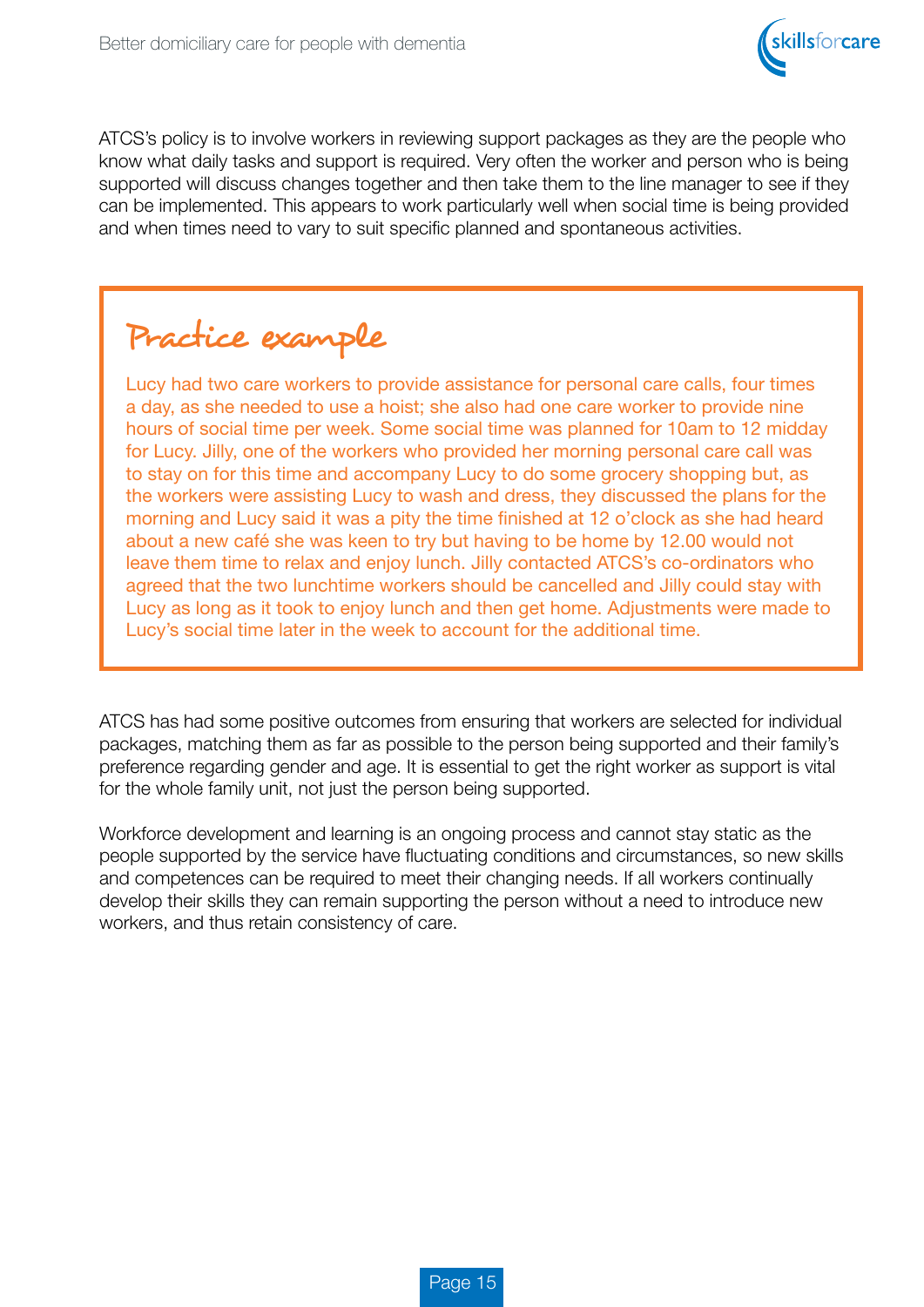ATCS's policy is to involve workers in reviewing support packages as they are the people who know what daily tasks and support is required. Very often the worker and person who is being supported will discuss changes together and then take them to the line manager to see if they can be implemented. This appears to work particularly well when social time is being provided and when times need to vary to suit specific planned and spontaneous activities.

> ## Practice example
>
> Lucy had two care workers to provide assistance for personal care calls, four times a day, as she needed to use a hoist; she also had one care worker to provide nine hours of social time per week. Some social time was planned for 10am to 12 midday for Lucy. Jilly, one of the workers who provided her morning personal care call was to stay on for this time and accompany Lucy to do some grocery shopping but, as the workers were assisting Lucy to wash and dress, they discussed the plans for the morning and Lucy said it was a pity the time finished at 12 o'clock as she had heard about a new café she was keen to try but having to be home by 12.00 would not leave them time to relax and enjoy lunch. Jilly contacted ATCS's co-ordinators who agreed that the two lunchtime workers should be cancelled and Jilly could stay with Lucy as long as it took to enjoy lunch and then get home. Adjustments were made to Lucy's social time later in the week to account for the additional time.

ATCS has had some positive outcomes from ensuring that workers are selected for individual packages, matching them as far as possible to the person being supported and their family's preference regarding gender and age. It is essential to get the right worker as support is vital for the whole family unit, not just the person being supported.

Workforce development and learning is an ongoing process and cannot stay static as the people supported by the service have fluctuating conditions and circumstances, so new skills and competences can be required to meet their changing needs. If all workers continually develop their skills they can remain supporting the person without a need to introduce new workers, and thus retain consistency of care.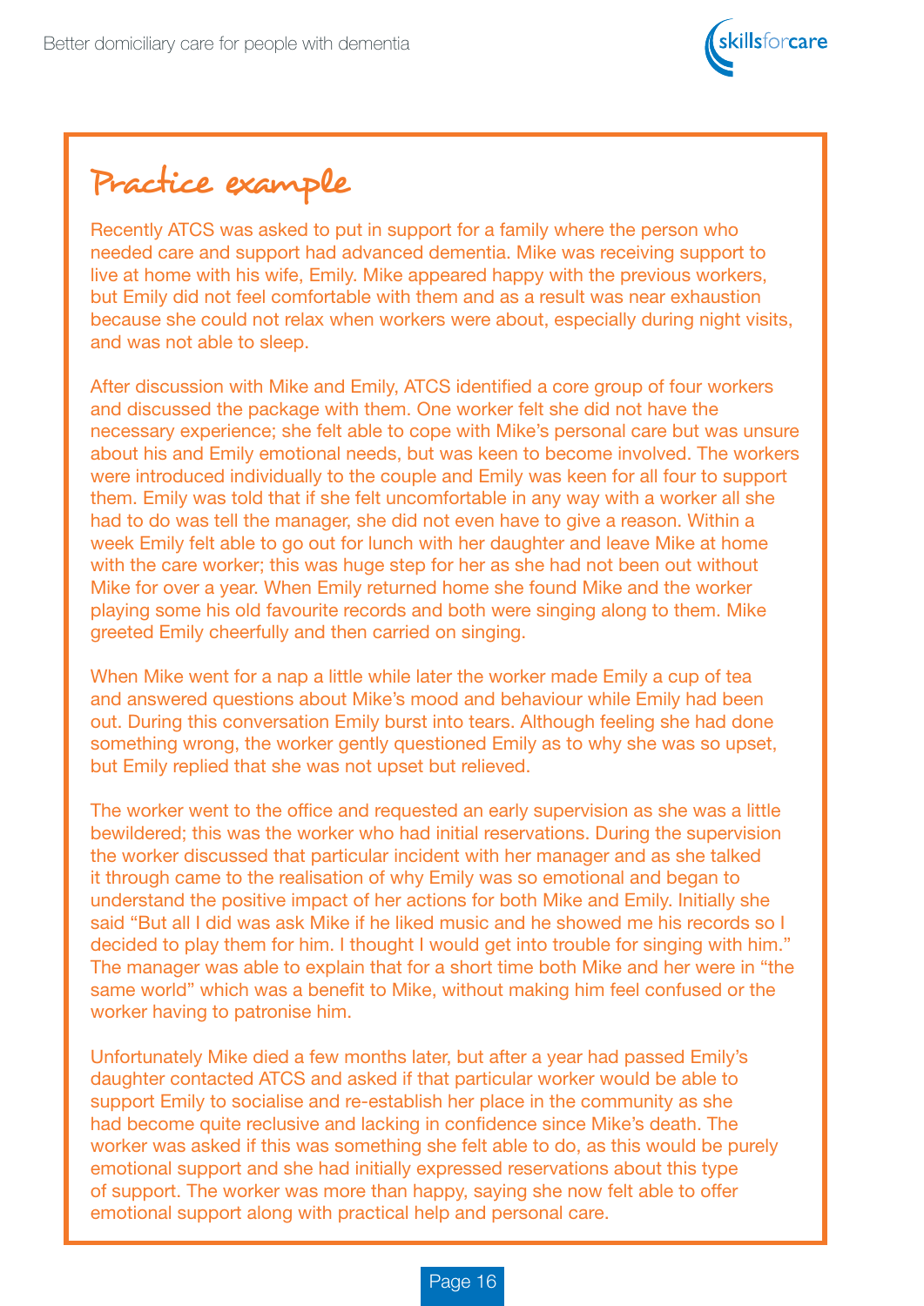## Practice example

Recently ATCS was asked to put in support for a family where the person who needed care and support had advanced dementia. Mike was receiving support to live at home with his wife, Emily. Mike appeared happy with the previous workers, but Emily did not feel comfortable with them and as a result was near exhaustion because she could not relax when workers were about, especially during night visits, and was not able to sleep.

After discussion with Mike and Emily, ATCS identified a core group of four workers and discussed the package with them. One worker felt she did not have the necessary experience; she felt able to cope with Mike's personal care but was unsure about his and Emily emotional needs, but was keen to become involved. The workers were introduced individually to the couple and Emily was keen for all four to support them. Emily was told that if she felt uncomfortable in any way with a worker all she had to do was tell the manager, she did not even have to give a reason. Within a week Emily felt able to go out for lunch with her daughter and leave Mike at home with the care worker; this was huge step for her as she had not been out without Mike for over a year. When Emily returned home she found Mike and the worker playing some his old favourite records and both were singing along to them. Mike greeted Emily cheerfully and then carried on singing.

When Mike went for a nap a little while later the worker made Emily a cup of tea and answered questions about Mike's mood and behaviour while Emily had been out. During this conversation Emily burst into tears. Although feeling she had done something wrong, the worker gently questioned Emily as to why she was so upset, but Emily replied that she was not upset but relieved.

The worker went to the office and requested an early supervision as she was a little bewildered; this was the worker who had initial reservations. During the supervision the worker discussed that particular incident with her manager and as she talked it through came to the realisation of why Emily was so emotional and began to understand the positive impact of her actions for both Mike and Emily. Initially she said "But all I did was ask Mike if he liked music and he showed me his records so I decided to play them for him. I thought I would get into trouble for singing with him." The manager was able to explain that for a short time both Mike and her were in "the same world" which was a benefit to Mike, without making him feel confused or the worker having to patronise him.

Unfortunately Mike died a few months later, but after a year had passed Emily's daughter contacted ATCS and asked if that particular worker would be able to support Emily to socialise and re-establish her place in the community as she had become quite reclusive and lacking in confidence since Mike's death. The worker was asked if this was something she felt able to do, as this would be purely emotional support and she had initially expressed reservations about this type of support. The worker was more than happy, saying she now felt able to offer emotional support along with practical help and personal care.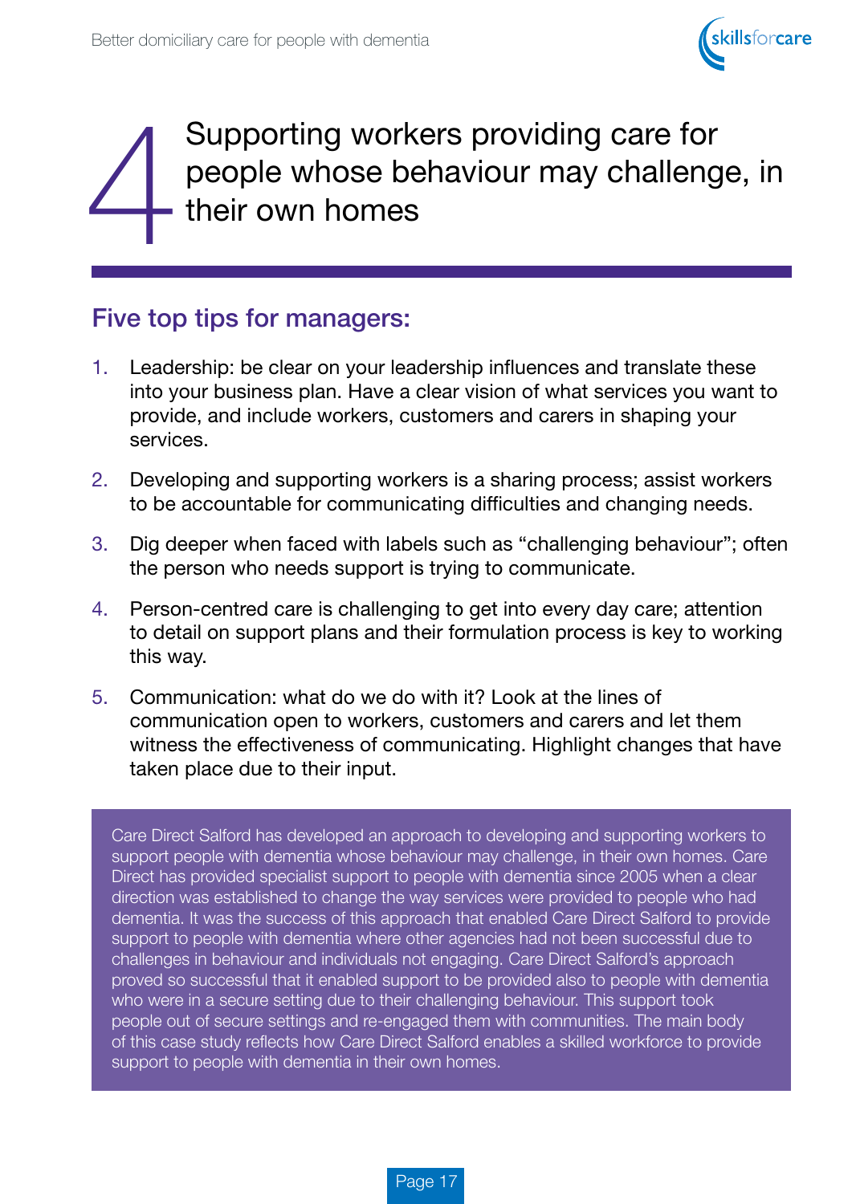# 4 Supporting workers providing care for people whose behaviour may challenge, in their own homes

## Five top tips for managers:

1. Leadership: be clear on your leadership influences and translate these into your business plan. Have a clear vision of what services you want to provide, and include workers, customers and carers in shaping your services.
2. Developing and supporting workers is a sharing process; assist workers to be accountable for communicating difficulties and changing needs.
3. Dig deeper when faced with labels such as "challenging behaviour"; often the person who needs support is trying to communicate.
4. Person-centred care is challenging to get into every day care; attention to detail on support plans and their formulation process is key to working this way.
5. Communication: what do we do with it? Look at the lines of communication open to workers, customers and carers and let them witness the effectiveness of communicating. Highlight changes that have taken place due to their input.

Care Direct Salford has developed an approach to developing and supporting workers to support people with dementia whose behaviour may challenge, in their own homes. Care Direct has provided specialist support to people with dementia since 2005 when a clear direction was established to change the way services were provided to people who had dementia. It was the success of this approach that enabled Care Direct Salford to provide support to people with dementia where other agencies had not been successful due to challenges in behaviour and individuals not engaging. Care Direct Salford's approach proved so successful that it enabled support to be provided also to people with dementia who were in a secure setting due to their challenging behaviour. This support took people out of secure settings and re-engaged them with communities. The main body of this case study reflects how Care Direct Salford enables a skilled workforce to provide support to people with dementia in their own homes.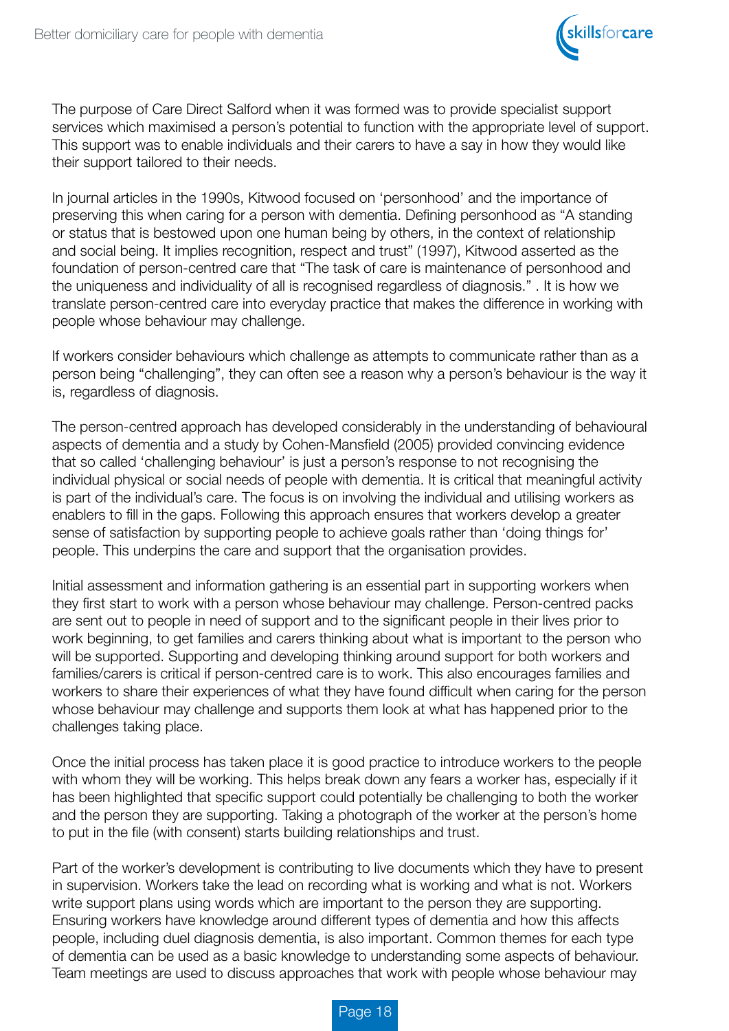The purpose of Care Direct Salford when it was formed was to provide specialist support services which maximised a person's potential to function with the appropriate level of support. This support was to enable individuals and their carers to have a say in how they would like their support tailored to their needs.

In journal articles in the 1990s, Kitwood focused on 'personhood' and the importance of preserving this when caring for a person with dementia. Defining personhood as "A standing or status that is bestowed upon one human being by others, in the context of relationship and social being. It implies recognition, respect and trust" (1997), Kitwood asserted as the foundation of person-centred care that "The task of care is maintenance of personhood and the uniqueness and individuality of all is recognised regardless of diagnosis." . It is how we translate person-centred care into everyday practice that makes the difference in working with people whose behaviour may challenge.

If workers consider behaviours which challenge as attempts to communicate rather than as a person being "challenging", they can often see a reason why a person's behaviour is the way it is, regardless of diagnosis.

The person-centred approach has developed considerably in the understanding of behavioural aspects of dementia and a study by Cohen-Mansfield (2005) provided convincing evidence that so called 'challenging behaviour' is just a person's response to not recognising the individual physical or social needs of people with dementia. It is critical that meaningful activity is part of the individual's care. The focus is on involving the individual and utilising workers as enablers to fill in the gaps. Following this approach ensures that workers develop a greater sense of satisfaction by supporting people to achieve goals rather than 'doing things for' people. This underpins the care and support that the organisation provides.

Initial assessment and information gathering is an essential part in supporting workers when they first start to work with a person whose behaviour may challenge. Person-centred packs are sent out to people in need of support and to the significant people in their lives prior to work beginning, to get families and carers thinking about what is important to the person who will be supported. Supporting and developing thinking around support for both workers and families/carers is critical if person-centred care is to work. This also encourages families and workers to share their experiences of what they have found difficult when caring for the person whose behaviour may challenge and supports them look at what has happened prior to the challenges taking place.

Once the initial process has taken place it is good practice to introduce workers to the people with whom they will be working. This helps break down any fears a worker has, especially if it has been highlighted that specific support could potentially be challenging to both the worker and the person they are supporting. Taking a photograph of the worker at the person's home to put in the file (with consent) starts building relationships and trust.

Part of the worker's development is contributing to live documents which they have to present in supervision. Workers take the lead on recording what is working and what is not. Workers write support plans using words which are important to the person they are supporting. Ensuring workers have knowledge around different types of dementia and how this affects people, including duel diagnosis dementia, is also important. Common themes for each type of dementia can be used as a basic knowledge to understanding some aspects of behaviour. Team meetings are used to discuss approaches that work with people whose behaviour may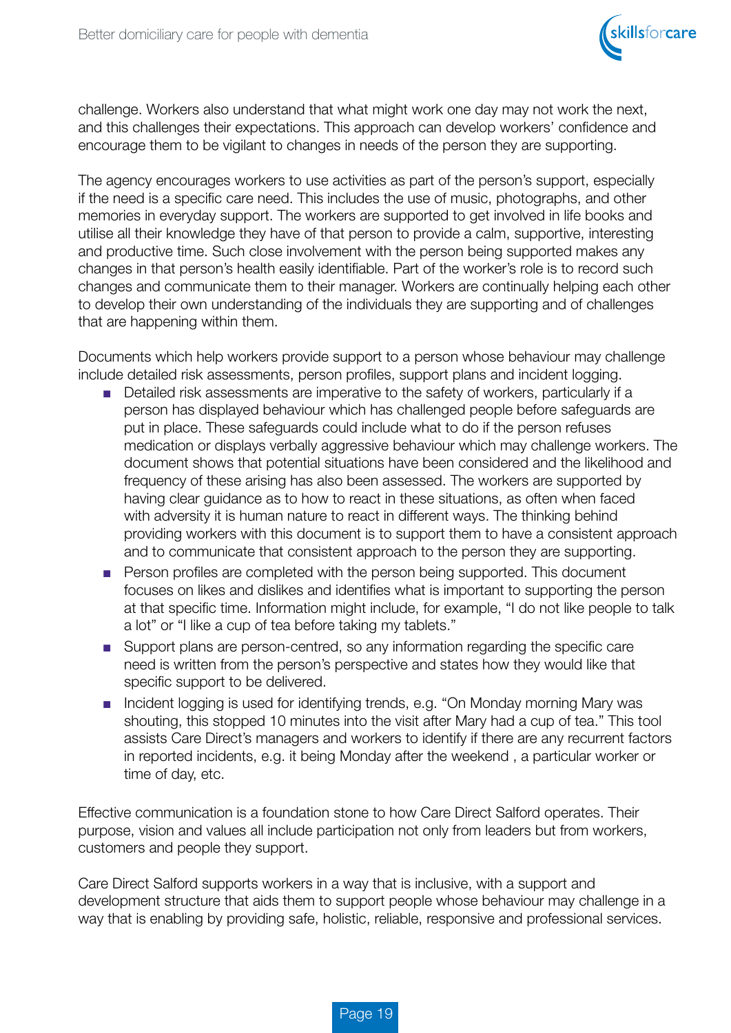challenge. Workers also understand that what might work one day may not work the next, and this challenges their expectations. This approach can develop workers' confidence and encourage them to be vigilant to changes in needs of the person they are supporting.

The agency encourages workers to use activities as part of the person's support, especially if the need is a specific care need. This includes the use of music, photographs, and other memories in everyday support. The workers are supported to get involved in life books and utilise all their knowledge they have of that person to provide a calm, supportive, interesting and productive time. Such close involvement with the person being supported makes any changes in that person's health easily identifiable. Part of the worker's role is to record such changes and communicate them to their manager. Workers are continually helping each other to develop their own understanding of the individuals they are supporting and of challenges that are happening within them.

Documents which help workers provide support to a person whose behaviour may challenge include detailed risk assessments, person profiles, support plans and incident logging.

- Detailed risk assessments are imperative to the safety of workers, particularly if a person has displayed behaviour which has challenged people before safeguards are put in place. These safeguards could include what to do if the person refuses medication or displays verbally aggressive behaviour which may challenge workers. The document shows that potential situations have been considered and the likelihood and frequency of these arising has also been assessed. The workers are supported by having clear guidance as to how to react in these situations, as often when faced with adversity it is human nature to react in different ways. The thinking behind providing workers with this document is to support them to have a consistent approach and to communicate that consistent approach to the person they are supporting.
- Person profiles are completed with the person being supported. This document focuses on likes and dislikes and identifies what is important to supporting the person at that specific time. Information might include, for example, "I do not like people to talk a lot" or "I like a cup of tea before taking my tablets."
- Support plans are person-centred, so any information regarding the specific care need is written from the person's perspective and states how they would like that specific support to be delivered.
- Incident logging is used for identifying trends, e.g. "On Monday morning Mary was shouting, this stopped 10 minutes into the visit after Mary had a cup of tea." This tool assists Care Direct's managers and workers to identify if there are any recurrent factors in reported incidents, e.g. it being Monday after the weekend , a particular worker or time of day, etc.

Effective communication is a foundation stone to how Care Direct Salford operates. Their purpose, vision and values all include participation not only from leaders but from workers, customers and people they support.

Care Direct Salford supports workers in a way that is inclusive, with a support and development structure that aids them to support people whose behaviour may challenge in a way that is enabling by providing safe, holistic, reliable, responsive and professional services.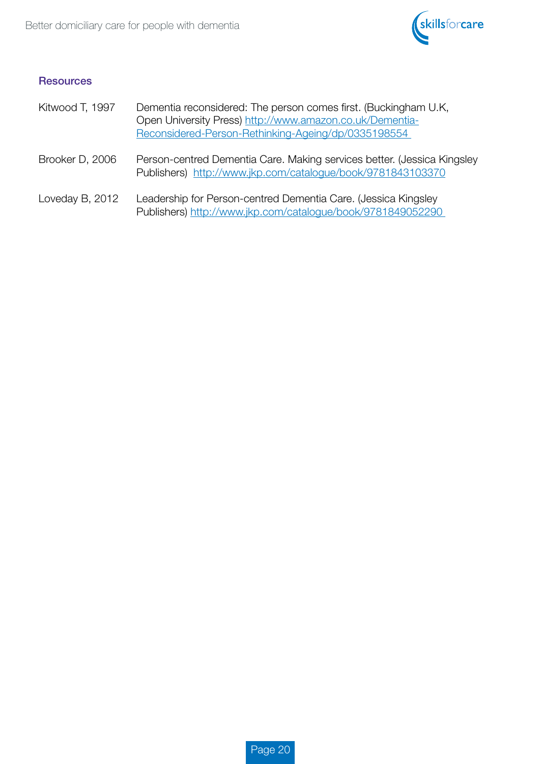## Resources

| | |
|---|---|
| Kitwood T, 1997 | Dementia reconsidered: The person comes first. (Buckingham U.K, Open University Press) http://www.amazon.co.uk/Dementia-Reconsidered-Person-Rethinking-Ageing/dp/0335198554 |
| Brooker D, 2006 | Person-centred Dementia Care. Making services better. (Jessica Kingsley Publishers) http://www.jkp.com/catalogue/book/9781843103370 |
| Loveday B, 2012 | Leadership for Person-centred Dementia Care. (Jessica Kingsley Publishers) http://www.jkp.com/catalogue/book/9781849052290 |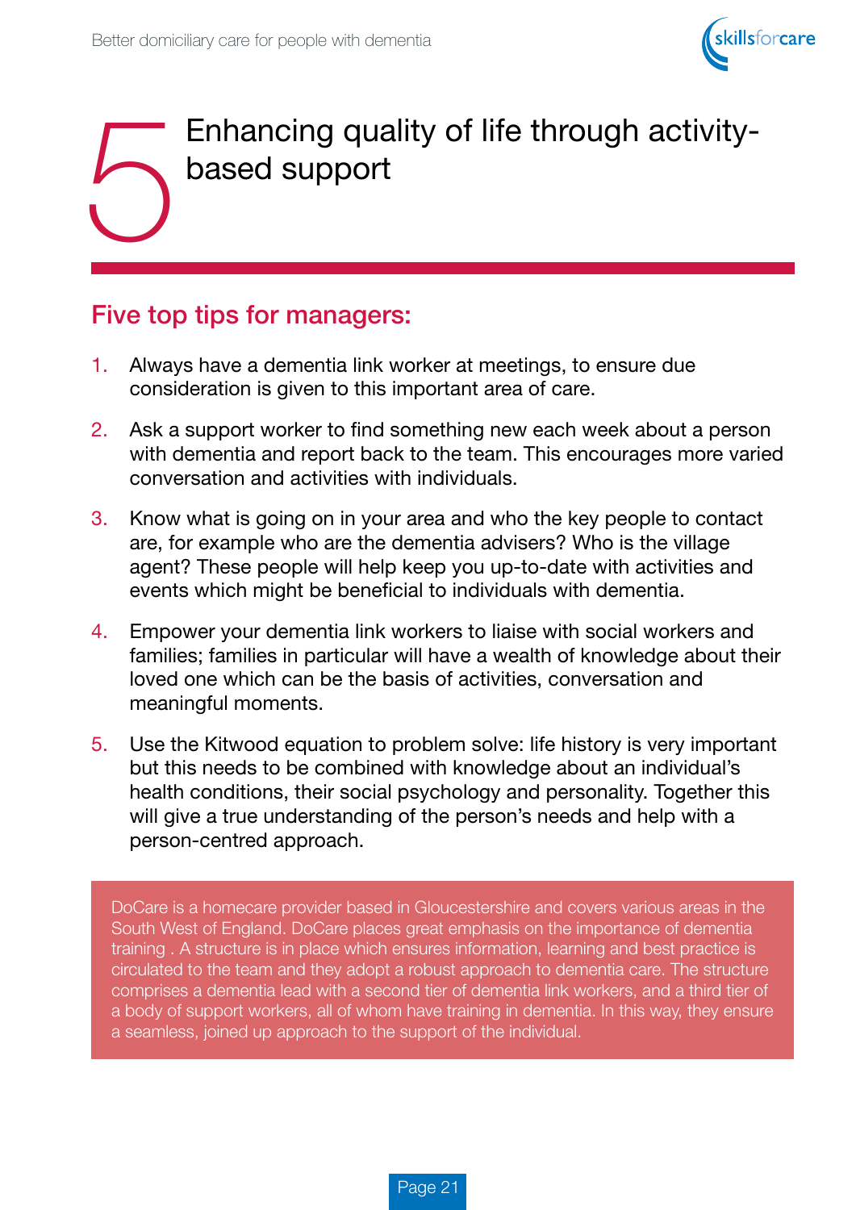# 5 Enhancing quality of life through activity-based support

## Five top tips for managers:

1. Always have a dementia link worker at meetings, to ensure due consideration is given to this important area of care.
2. Ask a support worker to find something new each week about a person with dementia and report back to the team. This encourages more varied conversation and activities with individuals.
3. Know what is going on in your area and who the key people to contact are, for example who are the dementia advisers? Who is the village agent? These people will help keep you up-to-date with activities and events which might be beneficial to individuals with dementia.
4. Empower your dementia link workers to liaise with social workers and families; families in particular will have a wealth of knowledge about their loved one which can be the basis of activities, conversation and meaningful moments.
5. Use the Kitwood equation to problem solve: life history is very important but this needs to be combined with knowledge about an individual's health conditions, their social psychology and personality. Together this will give a true understanding of the person's needs and help with a person-centred approach.

DoCare is a homecare provider based in Gloucestershire and covers various areas in the South West of England. DoCare places great emphasis on the importance of dementia training . A structure is in place which ensures information, learning and best practice is circulated to the team and they adopt a robust approach to dementia care. The structure comprises a dementia lead with a second tier of dementia link workers, and a third tier of a body of support workers, all of whom have training in dementia. In this way, they ensure a seamless, joined up approach to the support of the individual.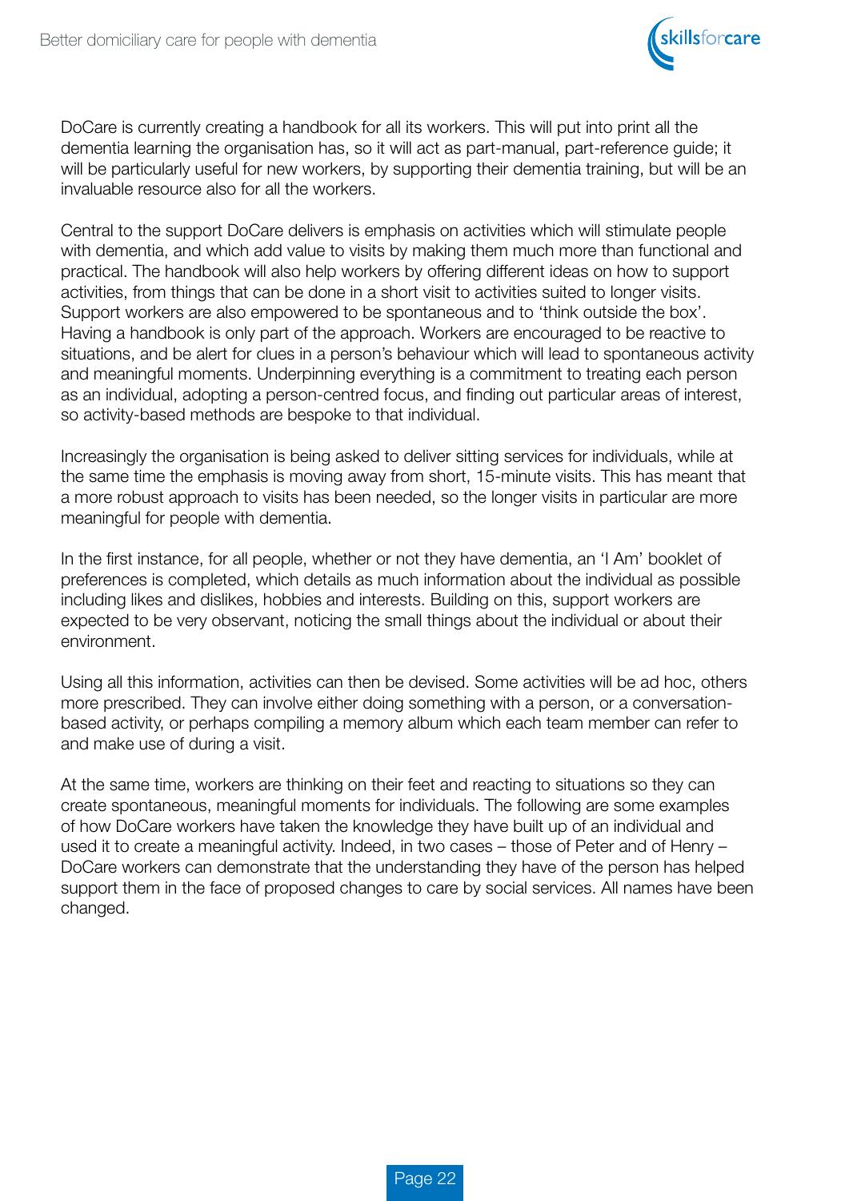DoCare is currently creating a handbook for all its workers. This will put into print all the dementia learning the organisation has, so it will act as part-manual, part-reference guide; it will be particularly useful for new workers, by supporting their dementia training, but will be an invaluable resource also for all the workers.

Central to the support DoCare delivers is emphasis on activities which will stimulate people with dementia, and which add value to visits by making them much more than functional and practical. The handbook will also help workers by offering different ideas on how to support activities, from things that can be done in a short visit to activities suited to longer visits. Support workers are also empowered to be spontaneous and to 'think outside the box'. Having a handbook is only part of the approach. Workers are encouraged to be reactive to situations, and be alert for clues in a person's behaviour which will lead to spontaneous activity and meaningful moments. Underpinning everything is a commitment to treating each person as an individual, adopting a person-centred focus, and finding out particular areas of interest, so activity-based methods are bespoke to that individual.

Increasingly the organisation is being asked to deliver sitting services for individuals, while at the same time the emphasis is moving away from short, 15-minute visits. This has meant that a more robust approach to visits has been needed, so the longer visits in particular are more meaningful for people with dementia.

In the first instance, for all people, whether or not they have dementia, an 'I Am' booklet of preferences is completed, which details as much information about the individual as possible including likes and dislikes, hobbies and interests. Building on this, support workers are expected to be very observant, noticing the small things about the individual or about their environment.

Using all this information, activities can then be devised. Some activities will be ad hoc, others more prescribed. They can involve either doing something with a person, or a conversation-based activity, or perhaps compiling a memory album which each team member can refer to and make use of during a visit.

At the same time, workers are thinking on their feet and reacting to situations so they can create spontaneous, meaningful moments for individuals. The following are some examples of how DoCare workers have taken the knowledge they have built up of an individual and used it to create a meaningful activity. Indeed, in two cases – those of Peter and of Henry – DoCare workers can demonstrate that the understanding they have of the person has helped support them in the face of proposed changes to care by social services. All names have been changed.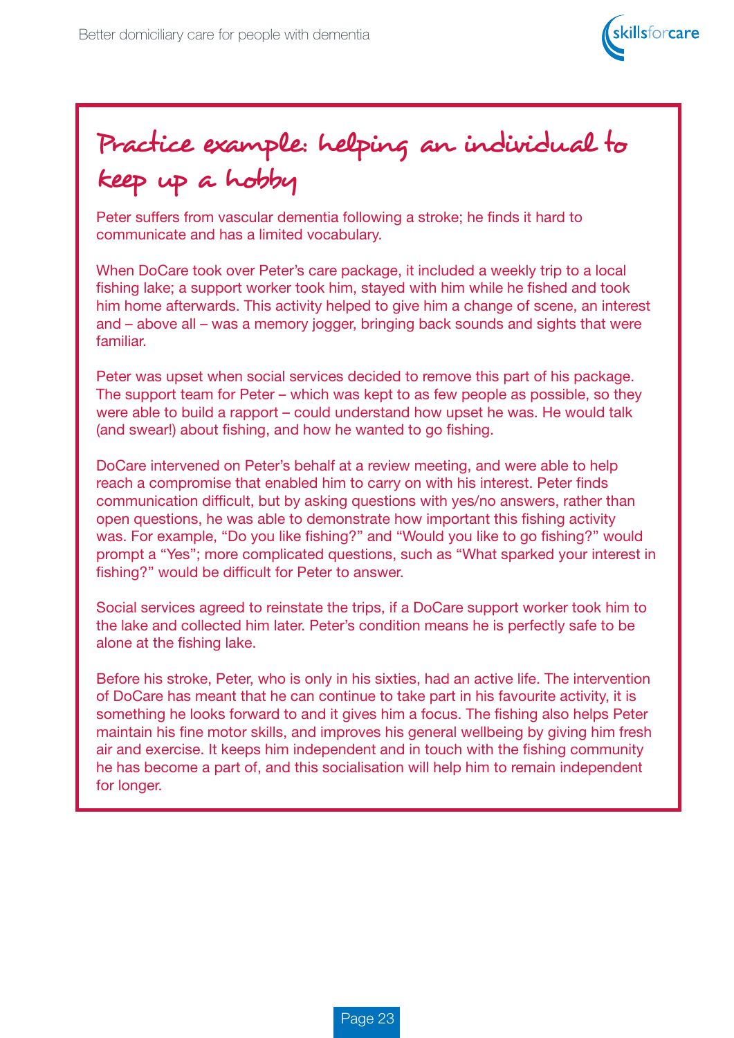## Practice example: helping an individual to keep up a hobby

Peter suffers from vascular dementia following a stroke; he finds it hard to communicate and has a limited vocabulary.

When DoCare took over Peter's care package, it included a weekly trip to a local fishing lake; a support worker took him, stayed with him while he fished and took him home afterwards. This activity helped to give him a change of scene, an interest and – above all – was a memory jogger, bringing back sounds and sights that were familiar.

Peter was upset when social services decided to remove this part of his package. The support team for Peter – which was kept to as few people as possible, so they were able to build a rapport – could understand how upset he was. He would talk (and swear!) about fishing, and how he wanted to go fishing.

DoCare intervened on Peter's behalf at a review meeting, and were able to help reach a compromise that enabled him to carry on with his interest. Peter finds communication difficult, but by asking questions with yes/no answers, rather than open questions, he was able to demonstrate how important this fishing activity was. For example, "Do you like fishing?" and "Would you like to go fishing?" would prompt a "Yes"; more complicated questions, such as "What sparked your interest in fishing?" would be difficult for Peter to answer.

Social services agreed to reinstate the trips, if a DoCare support worker took him to the lake and collected him later. Peter's condition means he is perfectly safe to be alone at the fishing lake.

Before his stroke, Peter, who is only in his sixties, had an active life. The intervention of DoCare has meant that he can continue to take part in his favourite activity, it is something he looks forward to and it gives him a focus. The fishing also helps Peter maintain his fine motor skills, and improves his general wellbeing by giving him fresh air and exercise. It keeps him independent and in touch with the fishing community he has become a part of, and this socialisation will help him to remain independent for longer.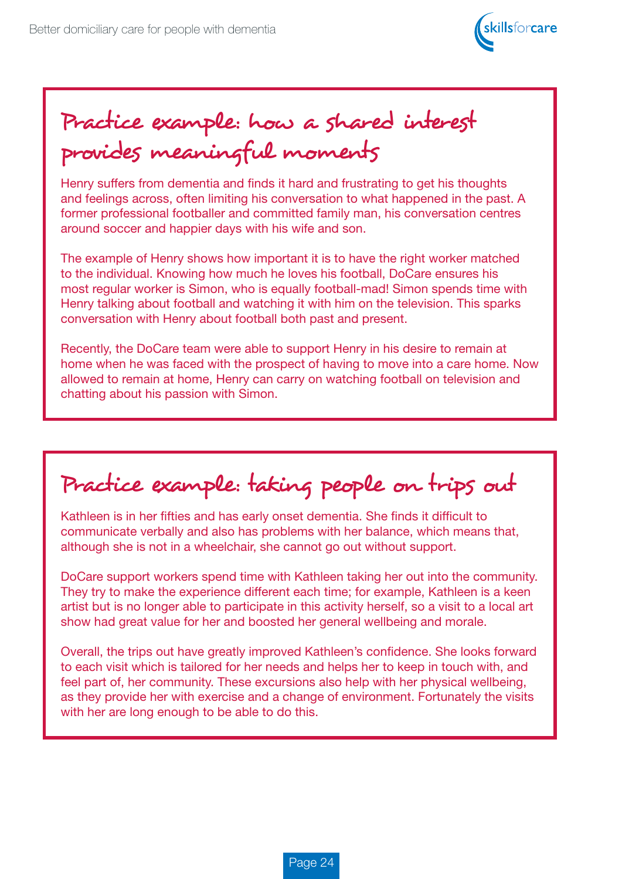## Practice example: how a shared interest provides meaningful moments

Henry suffers from dementia and finds it hard and frustrating to get his thoughts and feelings across, often limiting his conversation to what happened in the past. A former professional footballer and committed family man, his conversation centres around soccer and happier days with his wife and son.

The example of Henry shows how important it is to have the right worker matched to the individual. Knowing how much he loves his football, DoCare ensures his most regular worker is Simon, who is equally football-mad! Simon spends time with Henry talking about football and watching it with him on the television. This sparks conversation with Henry about football both past and present.

Recently, the DoCare team were able to support Henry in his desire to remain at home when he was faced with the prospect of having to move into a care home. Now allowed to remain at home, Henry can carry on watching football on television and chatting about his passion with Simon.

## Practice example: taking people on trips out

Kathleen is in her fifties and has early onset dementia. She finds it difficult to communicate verbally and also has problems with her balance, which means that, although she is not in a wheelchair, she cannot go out without support.

DoCare support workers spend time with Kathleen taking her out into the community. They try to make the experience different each time; for example, Kathleen is a keen artist but is no longer able to participate in this activity herself, so a visit to a local art show had great value for her and boosted her general wellbeing and morale.

Overall, the trips out have greatly improved Kathleen's confidence. She looks forward to each visit which is tailored for her needs and helps her to keep in touch with, and feel part of, her community. These excursions also help with her physical wellbeing, as they provide her with exercise and a change of environment. Fortunately the visits with her are long enough to be able to do this.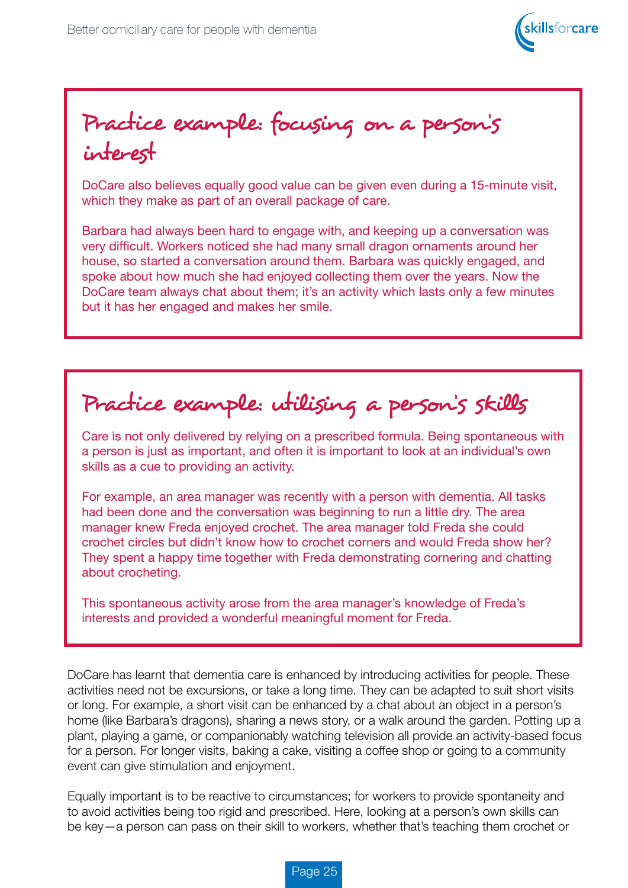## Practice example: focusing on a person's interest

DoCare also believes equally good value can be given even during a 15-minute visit, which they make as part of an overall package of care.

Barbara had always been hard to engage with, and keeping up a conversation was very difficult. Workers noticed she had many small dragon ornaments around her house, so started a conversation around them. Barbara was quickly engaged, and spoke about how much she had enjoyed collecting them over the years. Now the DoCare team always chat about them; it's an activity which lasts only a few minutes but it has her engaged and makes her smile.

## Practice example: utilising a person's skills

Care is not only delivered by relying on a prescribed formula. Being spontaneous with a person is just as important, and often it is important to look at an individual's own skills as a cue to providing an activity.

For example, an area manager was recently with a person with dementia. All tasks had been done and the conversation was beginning to run a little dry. The area manager knew Freda enjoyed crochet. The area manager told Freda she could crochet circles but didn't know how to crochet corners and would Freda show her? They spent a happy time together with Freda demonstrating cornering and chatting about crocheting.

This spontaneous activity arose from the area manager's knowledge of Freda's interests and provided a wonderful meaningful moment for Freda.

DoCare has learnt that dementia care is enhanced by introducing activities for people. These activities need not be excursions, or take a long time. They can be adapted to suit short visits or long. For example, a short visit can be enhanced by a chat about an object in a person's home (like Barbara's dragons), sharing a news story, or a walk around the garden. Potting up a plant, playing a game, or companionably watching television all provide an activity-based focus for a person. For longer visits, baking a cake, visiting a coffee shop or going to a community event can give stimulation and enjoyment.

Equally important is to be reactive to circumstances; for workers to provide spontaneity and to avoid activities being too rigid and prescribed. Here, looking at a person's own skills can be key—a person can pass on their skill to workers, whether that's teaching them crochet or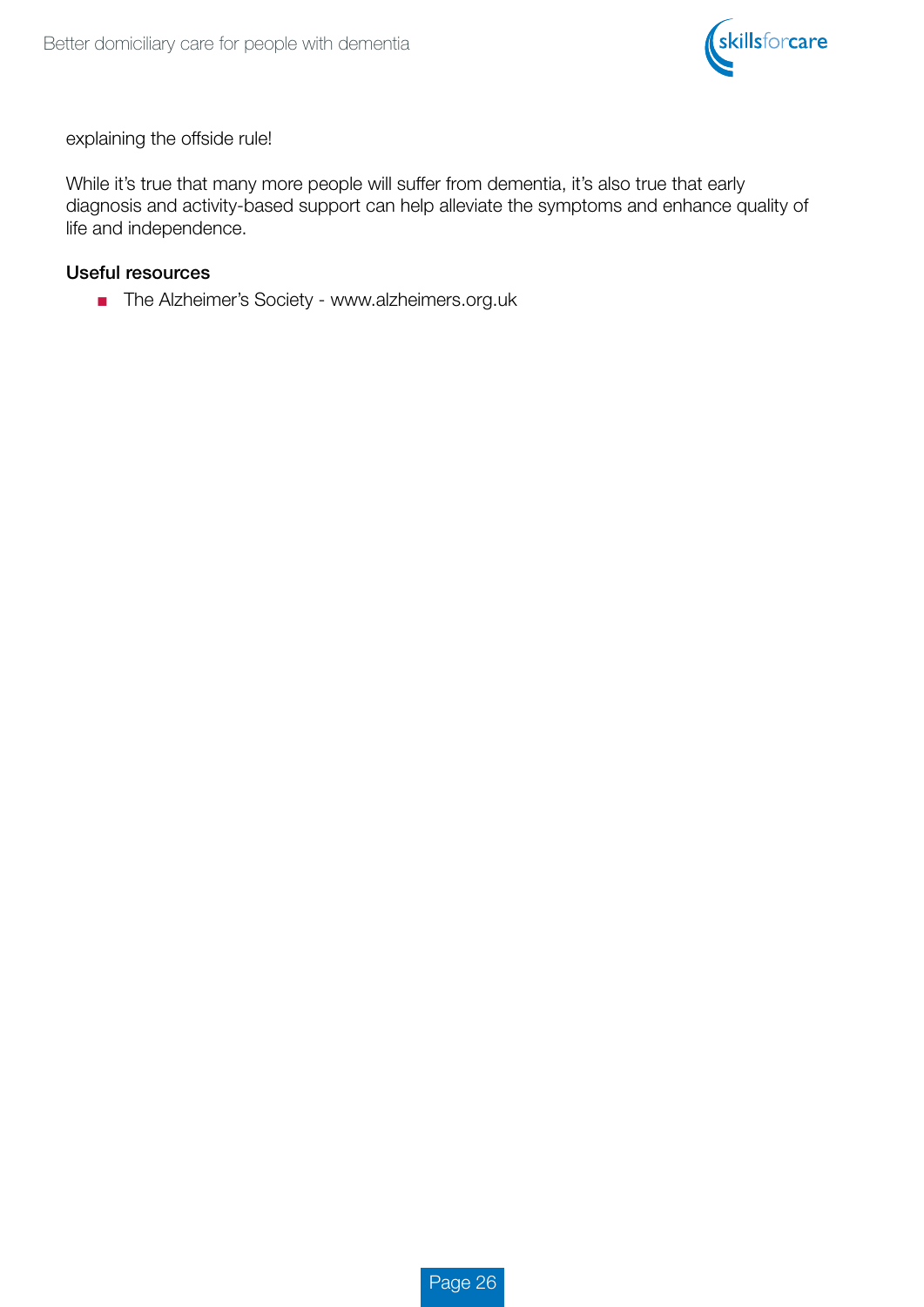explaining the offside rule!

While it's true that many more people will suffer from dementia, it's also true that early diagnosis and activity-based support can help alleviate the symptoms and enhance quality of life and independence.

**Useful resources**

- The Alzheimer's Society - www.alzheimers.org.uk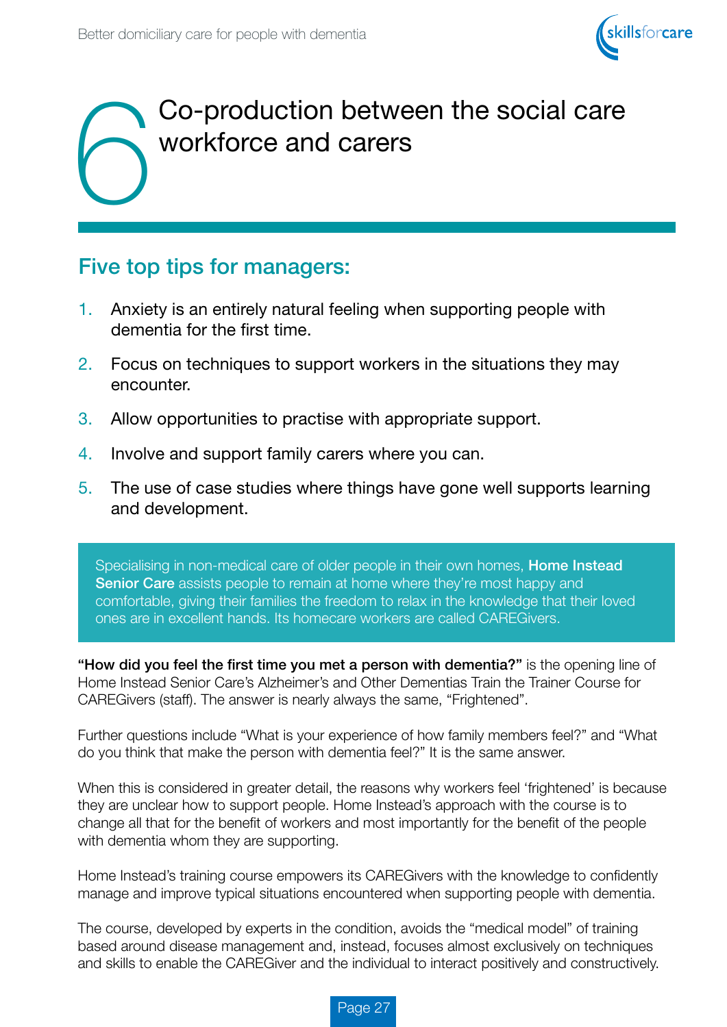# 6 Co-production between the social care workforce and carers

## Five top tips for managers:

1. Anxiety is an entirely natural feeling when supporting people with dementia for the first time.
2. Focus on techniques to support workers in the situations they may encounter.
3. Allow opportunities to practise with appropriate support.
4. Involve and support family carers where you can.
5. The use of case studies where things have gone well supports learning and development.

Specialising in non-medical care of older people in their own homes, **Home Instead Senior Care** assists people to remain at home where they're most happy and comfortable, giving their families the freedom to relax in the knowledge that their loved ones are in excellent hands. Its homecare workers are called CAREGivers.

**"How did you feel the first time you met a person with dementia?"** is the opening line of Home Instead Senior Care's Alzheimer's and Other Dementias Train the Trainer Course for CAREGivers (staff). The answer is nearly always the same, "Frightened".

Further questions include "What is your experience of how family members feel?" and "What do you think that make the person with dementia feel?" It is the same answer.

When this is considered in greater detail, the reasons why workers feel 'frightened' is because they are unclear how to support people. Home Instead's approach with the course is to change all that for the benefit of workers and most importantly for the benefit of the people with dementia whom they are supporting.

Home Instead's training course empowers its CAREGivers with the knowledge to confidently manage and improve typical situations encountered when supporting people with dementia.

The course, developed by experts in the condition, avoids the "medical model" of training based around disease management and, instead, focuses almost exclusively on techniques and skills to enable the CAREGiver and the individual to interact positively and constructively.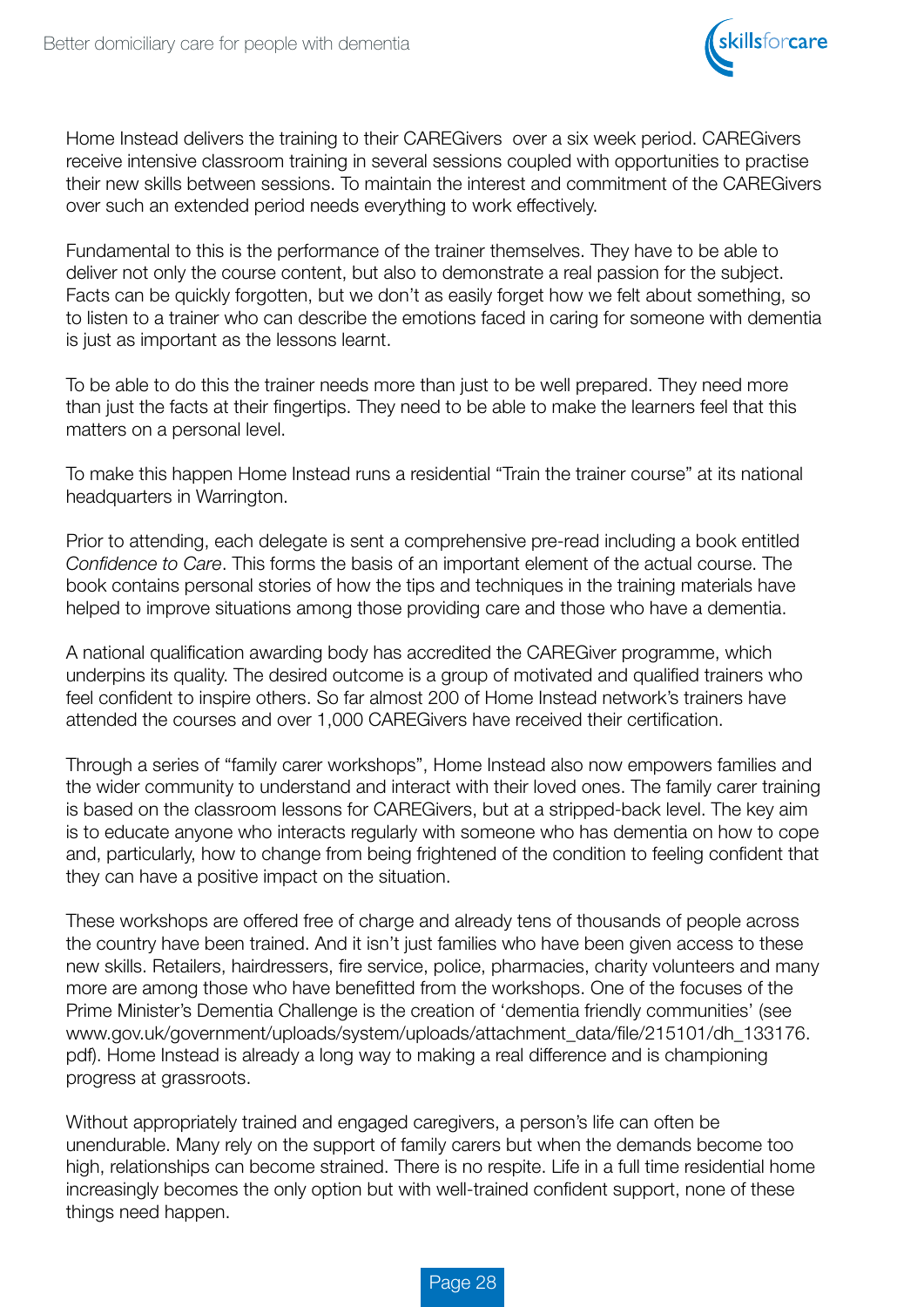Home Instead delivers the training to their CAREGivers  over a six week period. CAREGivers receive intensive classroom training in several sessions coupled with opportunities to practise their new skills between sessions. To maintain the interest and commitment of the CAREGivers over such an extended period needs everything to work effectively.

Fundamental to this is the performance of the trainer themselves. They have to be able to deliver not only the course content, but also to demonstrate a real passion for the subject. Facts can be quickly forgotten, but we don't as easily forget how we felt about something, so to listen to a trainer who can describe the emotions faced in caring for someone with dementia is just as important as the lessons learnt.

To be able to do this the trainer needs more than just to be well prepared. They need more than just the facts at their fingertips. They need to be able to make the learners feel that this matters on a personal level.

To make this happen Home Instead runs a residential "Train the trainer course" at its national headquarters in Warrington.

Prior to attending, each delegate is sent a comprehensive pre-read including a book entitled *Confidence to Care*. This forms the basis of an important element of the actual course. The book contains personal stories of how the tips and techniques in the training materials have helped to improve situations among those providing care and those who have a dementia.

A national qualification awarding body has accredited the CAREGiver programme, which underpins its quality. The desired outcome is a group of motivated and qualified trainers who feel confident to inspire others. So far almost 200 of Home Instead network's trainers have attended the courses and over 1,000 CAREGivers have received their certification.

Through a series of "family carer workshops", Home Instead also now empowers families and the wider community to understand and interact with their loved ones. The family carer training is based on the classroom lessons for CAREGivers, but at a stripped-back level. The key aim is to educate anyone who interacts regularly with someone who has dementia on how to cope and, particularly, how to change from being frightened of the condition to feeling confident that they can have a positive impact on the situation.

These workshops are offered free of charge and already tens of thousands of people across the country have been trained. And it isn't just families who have been given access to these new skills. Retailers, hairdressers, fire service, police, pharmacies, charity volunteers and many more are among those who have benefitted from the workshops. One of the focuses of the Prime Minister's Dementia Challenge is the creation of 'dementia friendly communities' (see www.gov.uk/government/uploads/system/uploads/attachment_data/file/215101/dh_133176.pdf). Home Instead is already a long way to making a real difference and is championing progress at grassroots.

Without appropriately trained and engaged caregivers, a person's life can often be unendurable. Many rely on the support of family carers but when the demands become too high, relationships can become strained. There is no respite. Life in a full time residential home increasingly becomes the only option but with well-trained confident support, none of these things need happen.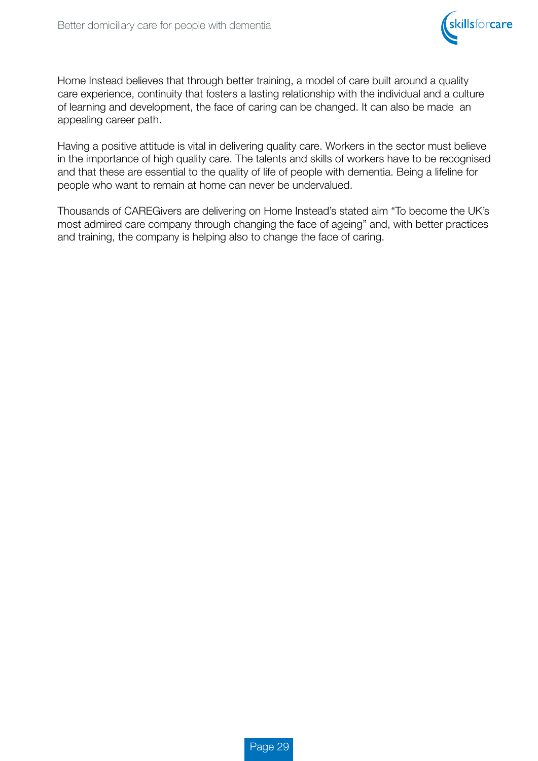Home Instead believes that through better training, a model of care built around a quality care experience, continuity that fosters a lasting relationship with the individual and a culture of learning and development, the face of caring can be changed. It can also be made an appealing career path.

Having a positive attitude is vital in delivering quality care. Workers in the sector must believe in the importance of high quality care. The talents and skills of workers have to be recognised and that these are essential to the quality of life of people with dementia. Being a lifeline for people who want to remain at home can never be undervalued.

Thousands of CAREGivers are delivering on Home Instead's stated aim "To become the UK's most admired care company through changing the face of ageing" and, with better practices and training, the company is helping also to change the face of caring.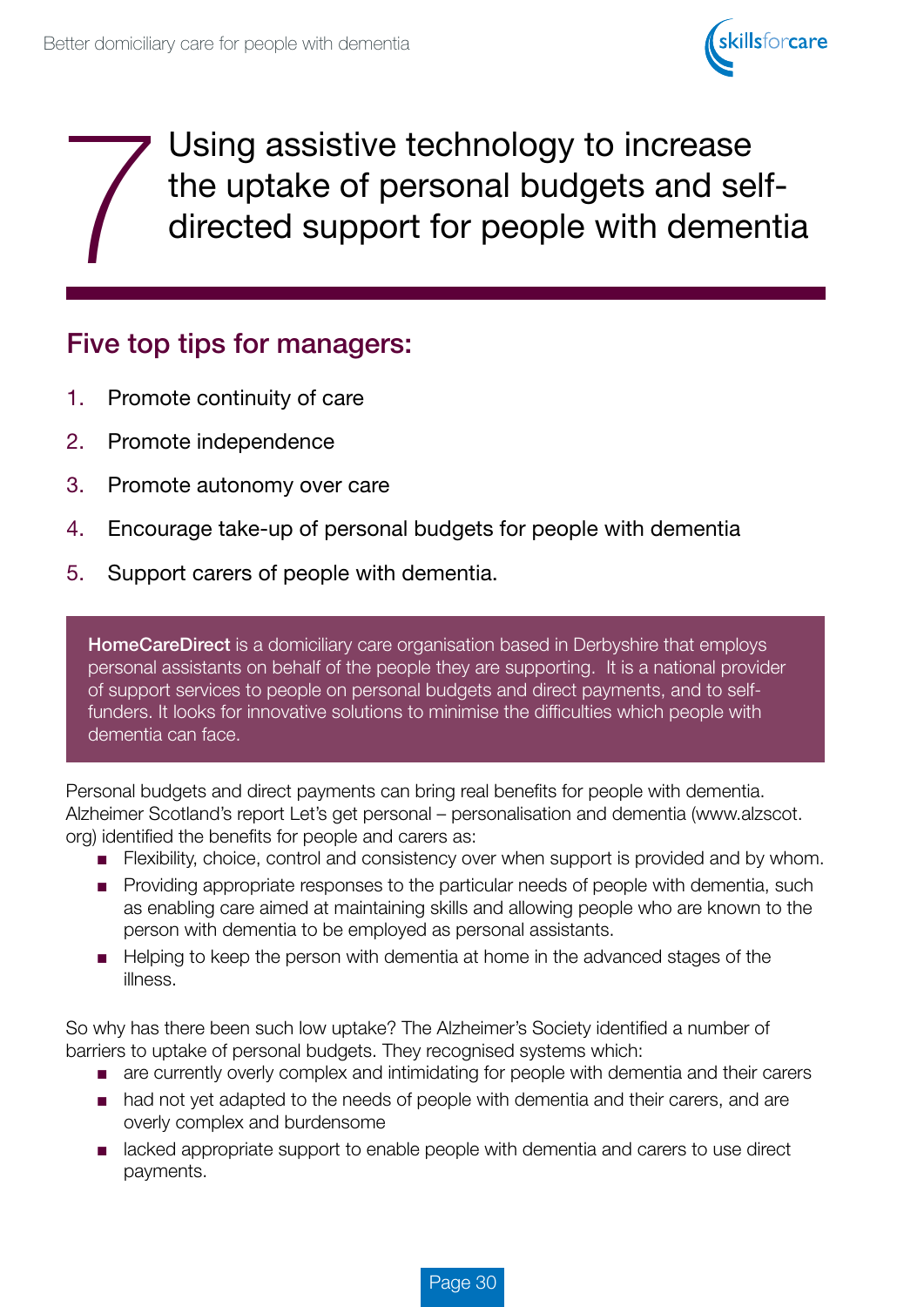# 7 Using assistive technology to increase the uptake of personal budgets and self-directed support for people with dementia

## Five top tips for managers:

1. Promote continuity of care
2. Promote independence
3. Promote autonomy over care
4. Encourage take-up of personal budgets for people with dementia
5. Support carers of people with dementia.

**HomeCareDirect** is a domiciliary care organisation based in Derbyshire that employs personal assistants on behalf of the people they are supporting. It is a national provider of support services to people on personal budgets and direct payments, and to self-funders. It looks for innovative solutions to minimise the difficulties which people with dementia can face.

Personal budgets and direct payments can bring real benefits for people with dementia. Alzheimer Scotland's report Let's get personal – personalisation and dementia (www.alzscot.org) identified the benefits for people and carers as:

- Flexibility, choice, control and consistency over when support is provided and by whom.
- Providing appropriate responses to the particular needs of people with dementia, such as enabling care aimed at maintaining skills and allowing people who are known to the person with dementia to be employed as personal assistants.
- Helping to keep the person with dementia at home in the advanced stages of the illness.

So why has there been such low uptake? The Alzheimer's Society identified a number of barriers to uptake of personal budgets. They recognised systems which:

- are currently overly complex and intimidating for people with dementia and their carers
- had not yet adapted to the needs of people with dementia and their carers, and are overly complex and burdensome
- lacked appropriate support to enable people with dementia and carers to use direct payments.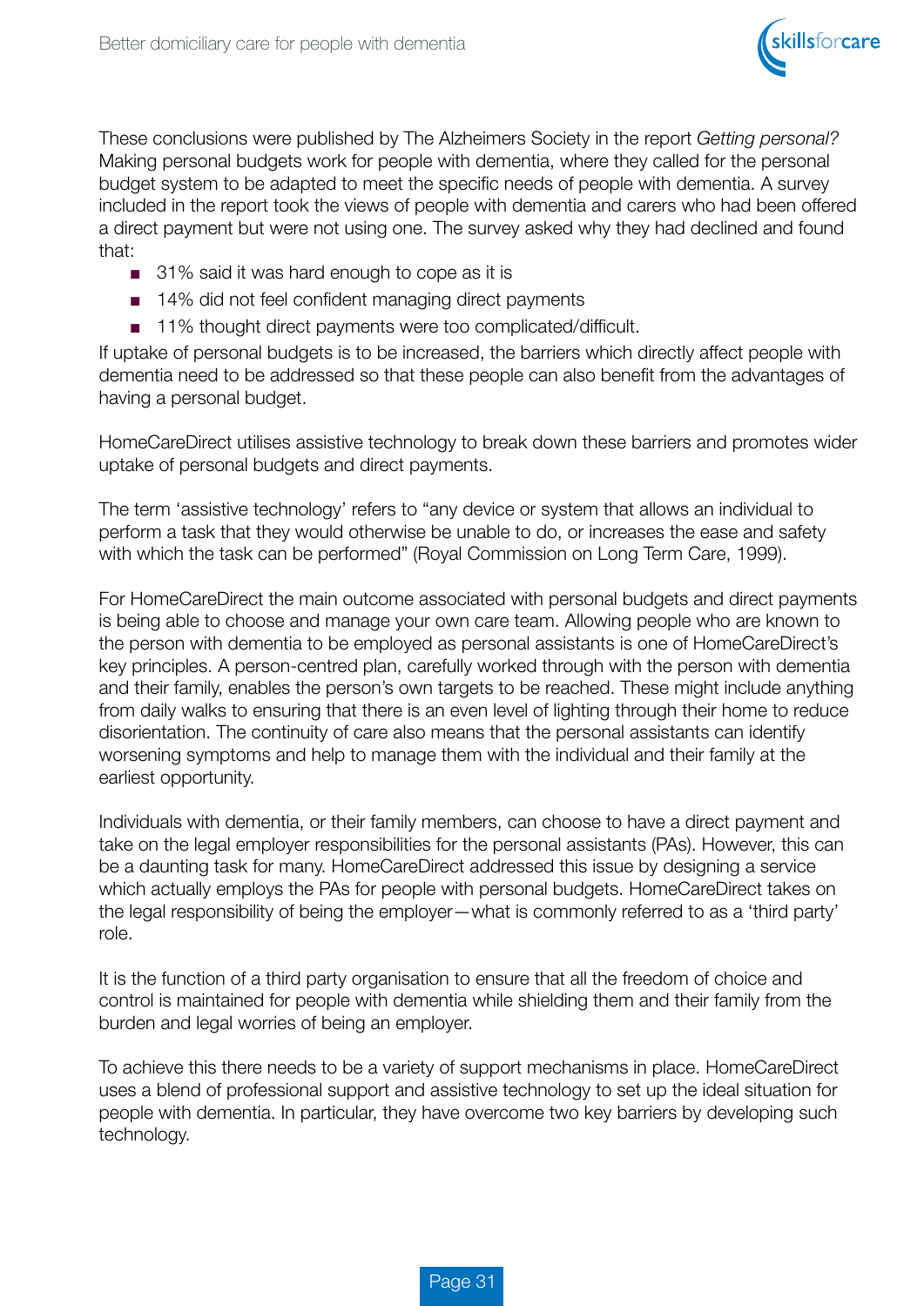These conclusions were published by The Alzheimers Society in the report *Getting personal?* Making personal budgets work for people with dementia, where they called for the personal budget system to be adapted to meet the specific needs of people with dementia. A survey included in the report took the views of people with dementia and carers who had been offered a direct payment but were not using one. The survey asked why they had declined and found that:

- 31% said it was hard enough to cope as it is
- 14% did not feel confident managing direct payments
- 11% thought direct payments were too complicated/difficult.

If uptake of personal budgets is to be increased, the barriers which directly affect people with dementia need to be addressed so that these people can also benefit from the advantages of having a personal budget.

HomeCareDirect utilises assistive technology to break down these barriers and promotes wider uptake of personal budgets and direct payments.

The term 'assistive technology' refers to "any device or system that allows an individual to perform a task that they would otherwise be unable to do, or increases the ease and safety with which the task can be performed" (Royal Commission on Long Term Care, 1999).

For HomeCareDirect the main outcome associated with personal budgets and direct payments is being able to choose and manage your own care team. Allowing people who are known to the person with dementia to be employed as personal assistants is one of HomeCareDirect's key principles. A person-centred plan, carefully worked through with the person with dementia and their family, enables the person's own targets to be reached. These might include anything from daily walks to ensuring that there is an even level of lighting through their home to reduce disorientation. The continuity of care also means that the personal assistants can identify worsening symptoms and help to manage them with the individual and their family at the earliest opportunity.

Individuals with dementia, or their family members, can choose to have a direct payment and take on the legal employer responsibilities for the personal assistants (PAs). However, this can be a daunting task for many. HomeCareDirect addressed this issue by designing a service which actually employs the PAs for people with personal budgets. HomeCareDirect takes on the legal responsibility of being the employer—what is commonly referred to as a 'third party' role.

It is the function of a third party organisation to ensure that all the freedom of choice and control is maintained for people with dementia while shielding them and their family from the burden and legal worries of being an employer.

To achieve this there needs to be a variety of support mechanisms in place. HomeCareDirect uses a blend of professional support and assistive technology to set up the ideal situation for people with dementia. In particular, they have overcome two key barriers by developing such technology.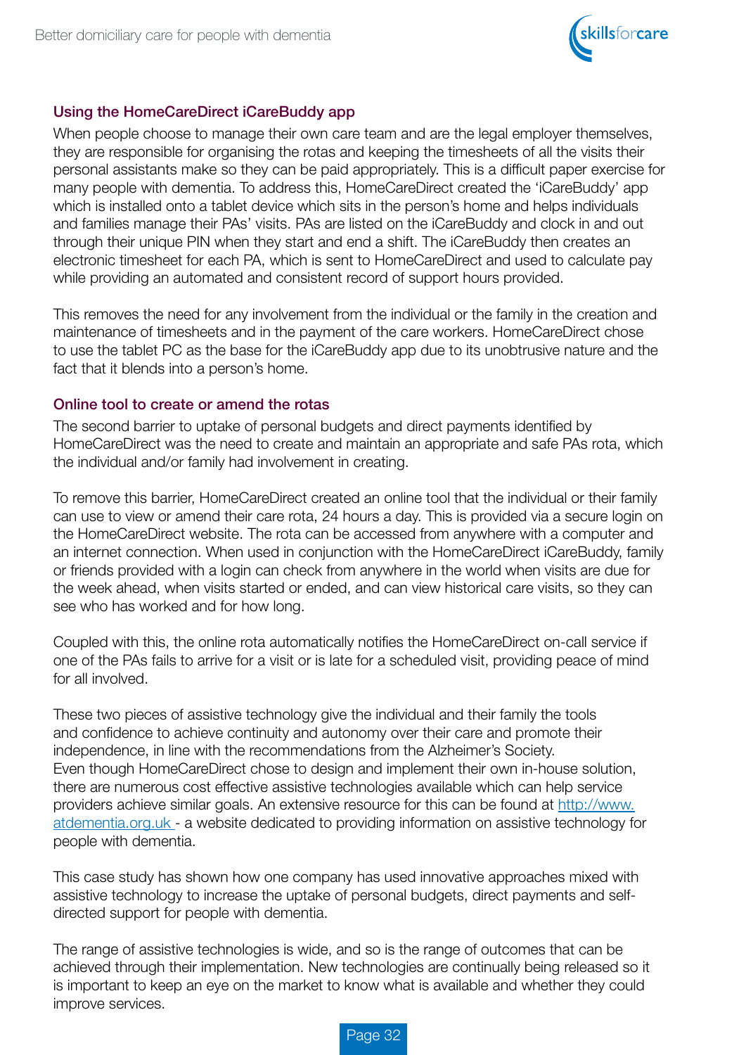### Using the HomeCareDirect iCareBuddy app

When people choose to manage their own care team and are the legal employer themselves, they are responsible for organising the rotas and keeping the timesheets of all the visits their personal assistants make so they can be paid appropriately. This is a difficult paper exercise for many people with dementia. To address this, HomeCareDirect created the 'iCareBuddy' app which is installed onto a tablet device which sits in the person's home and helps individuals and families manage their PAs' visits. PAs are listed on the iCareBuddy and clock in and out through their unique PIN when they start and end a shift. The iCareBuddy then creates an electronic timesheet for each PA, which is sent to HomeCareDirect and used to calculate pay while providing an automated and consistent record of support hours provided.

This removes the need for any involvement from the individual or the family in the creation and maintenance of timesheets and in the payment of the care workers. HomeCareDirect chose to use the tablet PC as the base for the iCareBuddy app due to its unobtrusive nature and the fact that it blends into a person's home.

### Online tool to create or amend the rotas

The second barrier to uptake of personal budgets and direct payments identified by HomeCareDirect was the need to create and maintain an appropriate and safe PAs rota, which the individual and/or family had involvement in creating.

To remove this barrier, HomeCareDirect created an online tool that the individual or their family can use to view or amend their care rota, 24 hours a day. This is provided via a secure login on the HomeCareDirect website. The rota can be accessed from anywhere with a computer and an internet connection. When used in conjunction with the HomeCareDirect iCareBuddy, family or friends provided with a login can check from anywhere in the world when visits are due for the week ahead, when visits started or ended, and can view historical care visits, so they can see who has worked and for how long.

Coupled with this, the online rota automatically notifies the HomeCareDirect on-call service if one of the PAs fails to arrive for a visit or is late for a scheduled visit, providing peace of mind for all involved.

These two pieces of assistive technology give the individual and their family the tools and confidence to achieve continuity and autonomy over their care and promote their independence, in line with the recommendations from the Alzheimer's Society.
Even though HomeCareDirect chose to design and implement their own in-house solution, there are numerous cost effective assistive technologies available which can help service providers achieve similar goals. An extensive resource for this can be found at [http://www.atdementia.org.uk](http://www.atdementia.org.uk) - a website dedicated to providing information on assistive technology for people with dementia.

This case study has shown how one company has used innovative approaches mixed with assistive technology to increase the uptake of personal budgets, direct payments and self-directed support for people with dementia.

The range of assistive technologies is wide, and so is the range of outcomes that can be achieved through their implementation. New technologies are continually being released so it is important to keep an eye on the market to know what is available and whether they could improve services.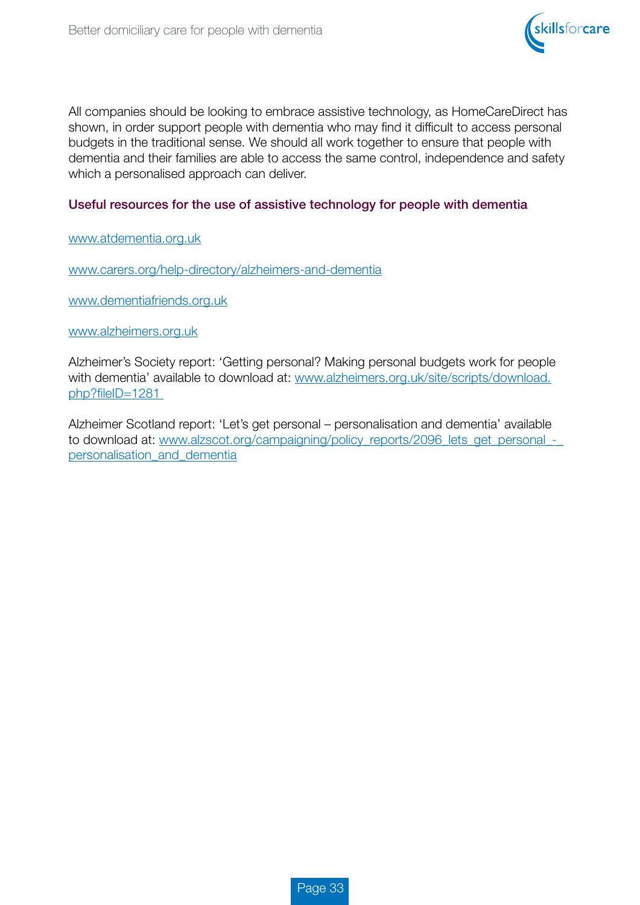All companies should be looking to embrace assistive technology, as HomeCareDirect has shown, in order support people with dementia who may find it difficult to access personal budgets in the traditional sense. We should all work together to ensure that people with dementia and their families are able to access the same control, independence and safety which a personalised approach can deliver.

### Useful resources for the use of assistive technology for people with dementia

www.atdementia.org.uk

www.carers.org/help-directory/alzheimers-and-dementia

www.dementiafriends.org.uk

www.alzheimers.org.uk

Alzheimer's Society report: 'Getting personal? Making personal budgets work for people with dementia' available to download at: www.alzheimers.org.uk/site/scripts/download.php?fileID=1281

Alzheimer Scotland report: 'Let's get personal – personalisation and dementia' available to download at: www.alzscot.org/campaigning/policy_reports/2096_lets_get_personal_-_personalisation_and_dementia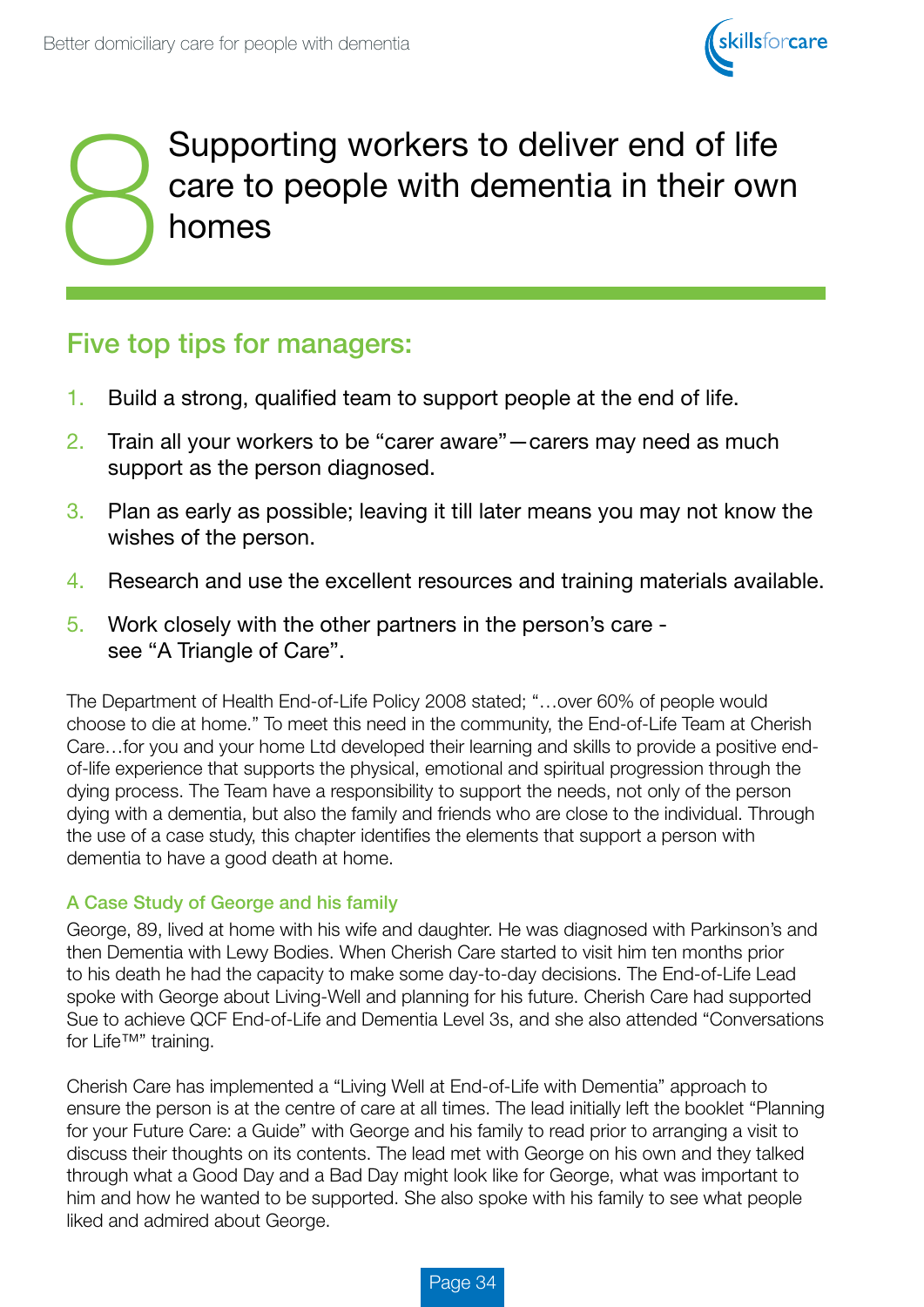# 8 Supporting workers to deliver end of life care to people with dementia in their own homes

## Five top tips for managers:

1. Build a strong, qualified team to support people at the end of life.
2. Train all your workers to be "carer aware"—carers may need as much support as the person diagnosed.
3. Plan as early as possible; leaving it till later means you may not know the wishes of the person.
4. Research and use the excellent resources and training materials available.
5. Work closely with the other partners in the person's care - see "A Triangle of Care".

The Department of Health End-of-Life Policy 2008 stated; "…over 60% of people would choose to die at home." To meet this need in the community, the End-of-Life Team at Cherish Care…for you and your home Ltd developed their learning and skills to provide a positive end-of-life experience that supports the physical, emotional and spiritual progression through the dying process. The Team have a responsibility to support the needs, not only of the person dying with a dementia, but also the family and friends who are close to the individual. Through the use of a case study, this chapter identifies the elements that support a person with dementia to have a good death at home.

### A Case Study of George and his family

George, 89, lived at home with his wife and daughter. He was diagnosed with Parkinson's and then Dementia with Lewy Bodies. When Cherish Care started to visit him ten months prior to his death he had the capacity to make some day-to-day decisions. The End-of-Life Lead spoke with George about Living-Well and planning for his future. Cherish Care had supported Sue to achieve QCF End-of-Life and Dementia Level 3s, and she also attended "Conversations for Life™" training.

Cherish Care has implemented a "Living Well at End-of-Life with Dementia" approach to ensure the person is at the centre of care at all times. The lead initially left the booklet "Planning for your Future Care: a Guide" with George and his family to read prior to arranging a visit to discuss their thoughts on its contents. The lead met with George on his own and they talked through what a Good Day and a Bad Day might look like for George, what was important to him and how he wanted to be supported. She also spoke with his family to see what people liked and admired about George.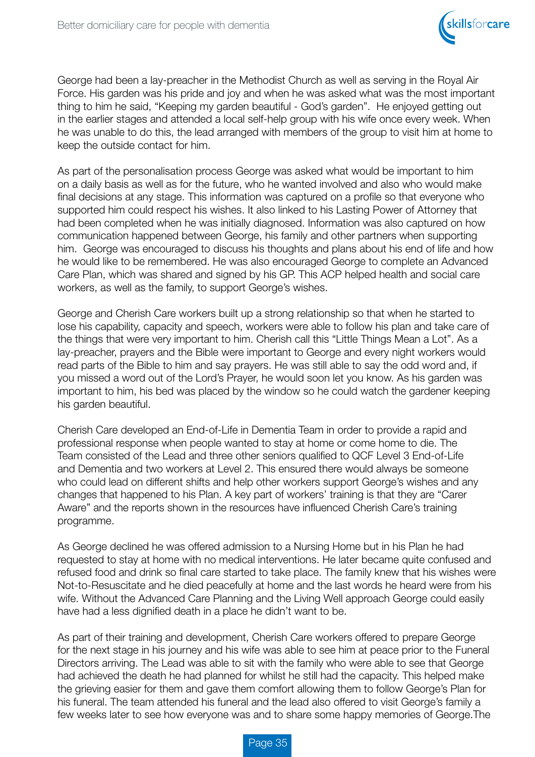George had been a lay-preacher in the Methodist Church as well as serving in the Royal Air Force. His garden was his pride and joy and when he was asked what was the most important thing to him he said, “Keeping my garden beautiful - God’s garden”. He enjoyed getting out in the earlier stages and attended a local self-help group with his wife once every week. When he was unable to do this, the lead arranged with members of the group to visit him at home to keep the outside contact for him.

As part of the personalisation process George was asked what would be important to him on a daily basis as well as for the future, who he wanted involved and also who would make final decisions at any stage. This information was captured on a profile so that everyone who supported him could respect his wishes. It also linked to his Lasting Power of Attorney that had been completed when he was initially diagnosed. Information was also captured on how communication happened between George, his family and other partners when supporting him. George was encouraged to discuss his thoughts and plans about his end of life and how he would like to be remembered. He was also encouraged George to complete an Advanced Care Plan, which was shared and signed by his GP. This ACP helped health and social care workers, as well as the family, to support George’s wishes.

George and Cherish Care workers built up a strong relationship so that when he started to lose his capability, capacity and speech, workers were able to follow his plan and take care of the things that were very important to him. Cherish call this “Little Things Mean a Lot”. As a lay-preacher, prayers and the Bible were important to George and every night workers would read parts of the Bible to him and say prayers. He was still able to say the odd word and, if you missed a word out of the Lord’s Prayer, he would soon let you know. As his garden was important to him, his bed was placed by the window so he could watch the gardener keeping his garden beautiful.

Cherish Care developed an End-of-Life in Dementia Team in order to provide a rapid and professional response when people wanted to stay at home or come home to die. The Team consisted of the Lead and three other seniors qualified to QCF Level 3 End-of-Life and Dementia and two workers at Level 2. This ensured there would always be someone who could lead on different shifts and help other workers support George’s wishes and any changes that happened to his Plan. A key part of workers’ training is that they are “Carer Aware” and the reports shown in the resources have influenced Cherish Care’s training programme.

As George declined he was offered admission to a Nursing Home but in his Plan he had requested to stay at home with no medical interventions. He later became quite confused and refused food and drink so final care started to take place. The family knew that his wishes were Not-to-Resuscitate and he died peacefully at home and the last words he heard were from his wife. Without the Advanced Care Planning and the Living Well approach George could easily have had a less dignified death in a place he didn’t want to be.

As part of their training and development, Cherish Care workers offered to prepare George for the next stage in his journey and his wife was able to see him at peace prior to the Funeral Directors arriving. The Lead was able to sit with the family who were able to see that George had achieved the death he had planned for whilst he still had the capacity. This helped make the grieving easier for them and gave them comfort allowing them to follow George’s Plan for his funeral. The team attended his funeral and the lead also offered to visit George’s family a few weeks later to see how everyone was and to share some happy memories of George.The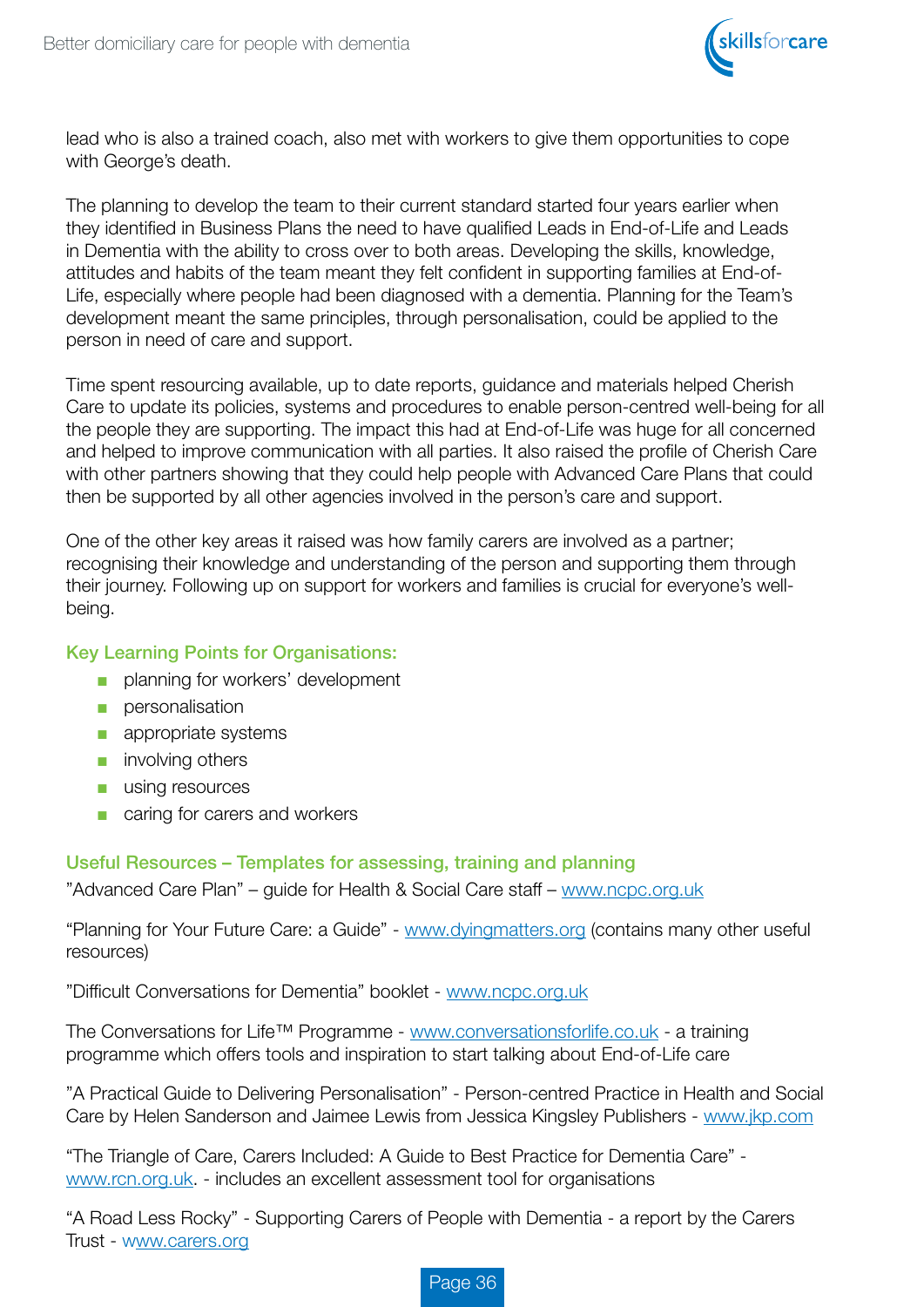lead who is also a trained coach, also met with workers to give them opportunities to cope with George's death.

The planning to develop the team to their current standard started four years earlier when they identified in Business Plans the need to have qualified Leads in End-of-Life and Leads in Dementia with the ability to cross over to both areas. Developing the skills, knowledge, attitudes and habits of the team meant they felt confident in supporting families at End-of-Life, especially where people had been diagnosed with a dementia. Planning for the Team's development meant the same principles, through personalisation, could be applied to the person in need of care and support.

Time spent resourcing available, up to date reports, guidance and materials helped Cherish Care to update its policies, systems and procedures to enable person-centred well-being for all the people they are supporting. The impact this had at End-of-Life was huge for all concerned and helped to improve communication with all parties. It also raised the profile of Cherish Care with other partners showing that they could help people with Advanced Care Plans that could then be supported by all other agencies involved in the person's care and support.

One of the other key areas it raised was how family carers are involved as a partner; recognising their knowledge and understanding of the person and supporting them through their journey. Following up on support for workers and families is crucial for everyone's well-being.

### Key Learning Points for Organisations:

- planning for workers' development
- personalisation
- appropriate systems
- involving others
- using resources
- caring for carers and workers

### Useful Resources – Templates for assessing, training and planning

"Advanced Care Plan" – guide for Health & Social Care staff – www.ncpc.org.uk

"Planning for Your Future Care: a Guide" - www.dyingmatters.org (contains many other useful resources)

"Difficult Conversations for Dementia" booklet - www.ncpc.org.uk

The Conversations for Life™ Programme - www.conversationsforlife.co.uk - a training programme which offers tools and inspiration to start talking about End-of-Life care

"A Practical Guide to Delivering Personalisation" - Person-centred Practice in Health and Social Care by Helen Sanderson and Jaimee Lewis from Jessica Kingsley Publishers - www.jkp.com

"The Triangle of Care, Carers Included: A Guide to Best Practice for Dementia Care" - www.rcn.org.uk. - includes an excellent assessment tool for organisations

"A Road Less Rocky" - Supporting Carers of People with Dementia - a report by the Carers Trust - www.carers.org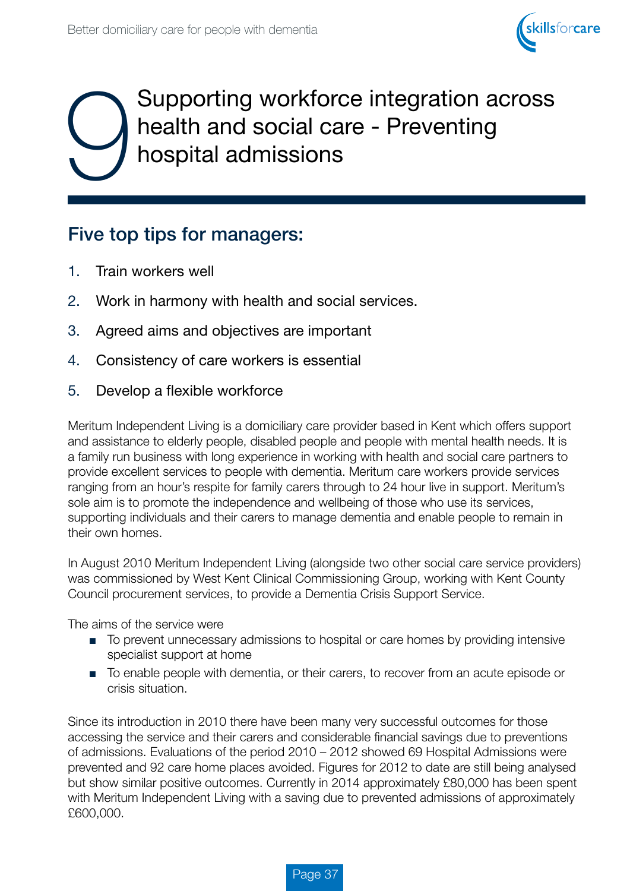# 9 Supporting workforce integration across health and social care - Preventing hospital admissions

## Five top tips for managers:

1. Train workers well
2. Work in harmony with health and social services.
3. Agreed aims and objectives are important
4. Consistency of care workers is essential
5. Develop a flexible workforce

Meritum Independent Living is a domiciliary care provider based in Kent which offers support and assistance to elderly people, disabled people and people with mental health needs. It is a family run business with long experience in working with health and social care partners to provide excellent services to people with dementia. Meritum care workers provide services ranging from an hour's respite for family carers through to 24 hour live in support. Meritum's sole aim is to promote the independence and wellbeing of those who use its services, supporting individuals and their carers to manage dementia and enable people to remain in their own homes.

In August 2010 Meritum Independent Living (alongside two other social care service providers) was commissioned by West Kent Clinical Commissioning Group, working with Kent County Council procurement services, to provide a Dementia Crisis Support Service.

The aims of the service were

- To prevent unnecessary admissions to hospital or care homes by providing intensive specialist support at home
- To enable people with dementia, or their carers, to recover from an acute episode or crisis situation.

Since its introduction in 2010 there have been many very successful outcomes for those accessing the service and their carers and considerable financial savings due to preventions of admissions. Evaluations of the period 2010 – 2012 showed 69 Hospital Admissions were prevented and 92 care home places avoided. Figures for 2012 to date are still being analysed but show similar positive outcomes. Currently in 2014 approximately £80,000 has been spent with Meritum Independent Living with a saving due to prevented admissions of approximately £600,000.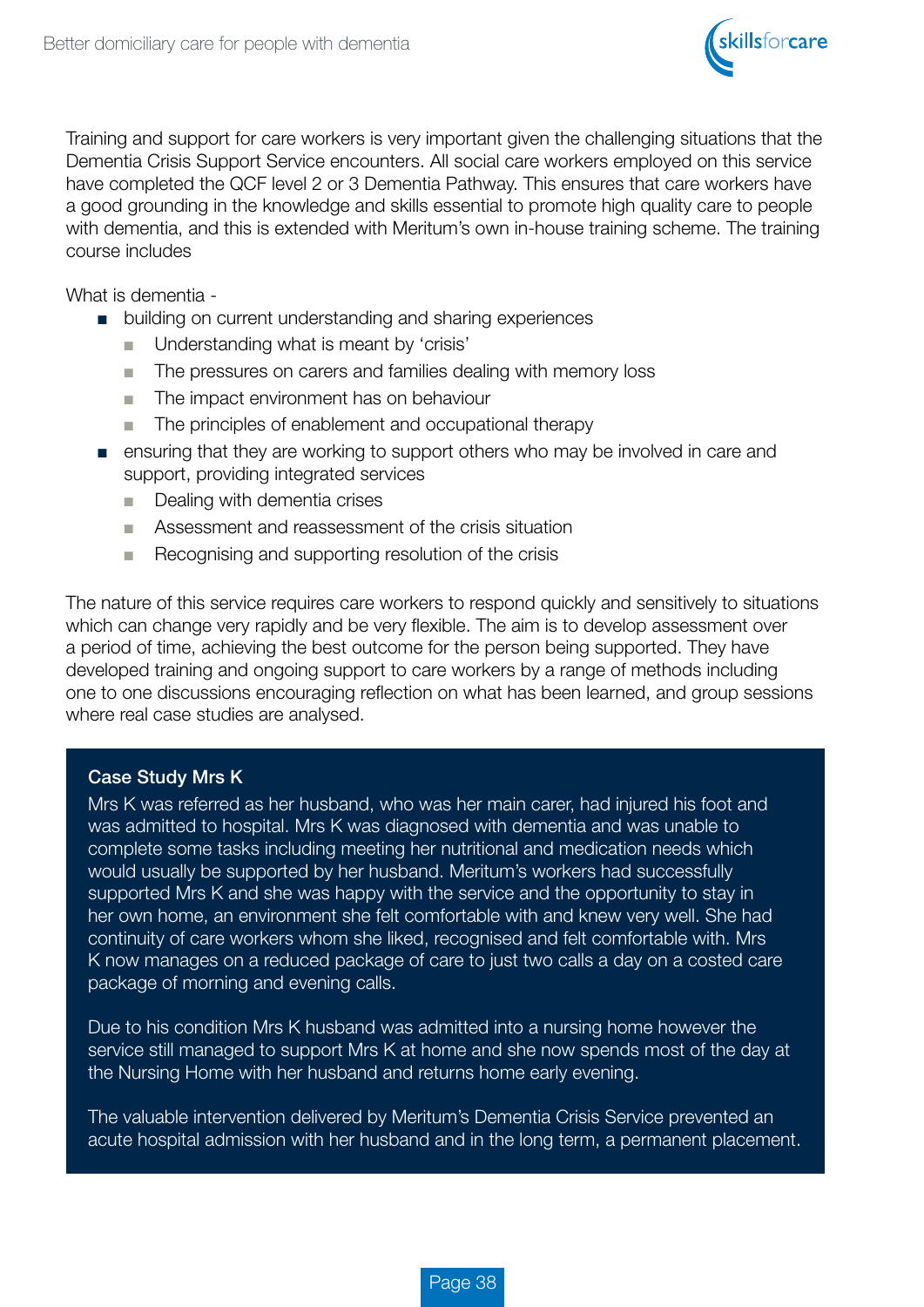Training and support for care workers is very important given the challenging situations that the Dementia Crisis Support Service encounters. All social care workers employed on this service have completed the QCF level 2 or 3 Dementia Pathway. This ensures that care workers have a good grounding in the knowledge and skills essential to promote high quality care to people with dementia, and this is extended with Meritum's own in-house training scheme. The training course includes

What is dementia -

- building on current understanding and sharing experiences
  - Understanding what is meant by 'crisis'
  - The pressures on carers and families dealing with memory loss
  - The impact environment has on behaviour
  - The principles of enablement and occupational therapy
- ensuring that they are working to support others who may be involved in care and support, providing integrated services
  - Dealing with dementia crises
  - Assessment and reassessment of the crisis situation
  - Recognising and supporting resolution of the crisis

The nature of this service requires care workers to respond quickly and sensitively to situations which can change very rapidly and be very flexible. The aim is to develop assessment over a period of time, achieving the best outcome for the person being supported. They have developed training and ongoing support to care workers by a range of methods including one to one discussions encouraging reflection on what has been learned, and group sessions where real case studies are analysed.

**Case Study Mrs K**

Mrs K was referred as her husband, who was her main carer, had injured his foot and was admitted to hospital. Mrs K was diagnosed with dementia and was unable to complete some tasks including meeting her nutritional and medication needs which would usually be supported by her husband. Meritum's workers had successfully supported Mrs K and she was happy with the service and the opportunity to stay in her own home, an environment she felt comfortable with and knew very well. She had continuity of care workers whom she liked, recognised and felt comfortable with. Mrs K now manages on a reduced package of care to just two calls a day on a costed care package of morning and evening calls.

Due to his condition Mrs K husband was admitted into a nursing home however the service still managed to support Mrs K at home and she now spends most of the day at the Nursing Home with her husband and returns home early evening.

The valuable intervention delivered by Meritum's Dementia Crisis Service prevented an acute hospital admission with her husband and in the long term, a permanent placement.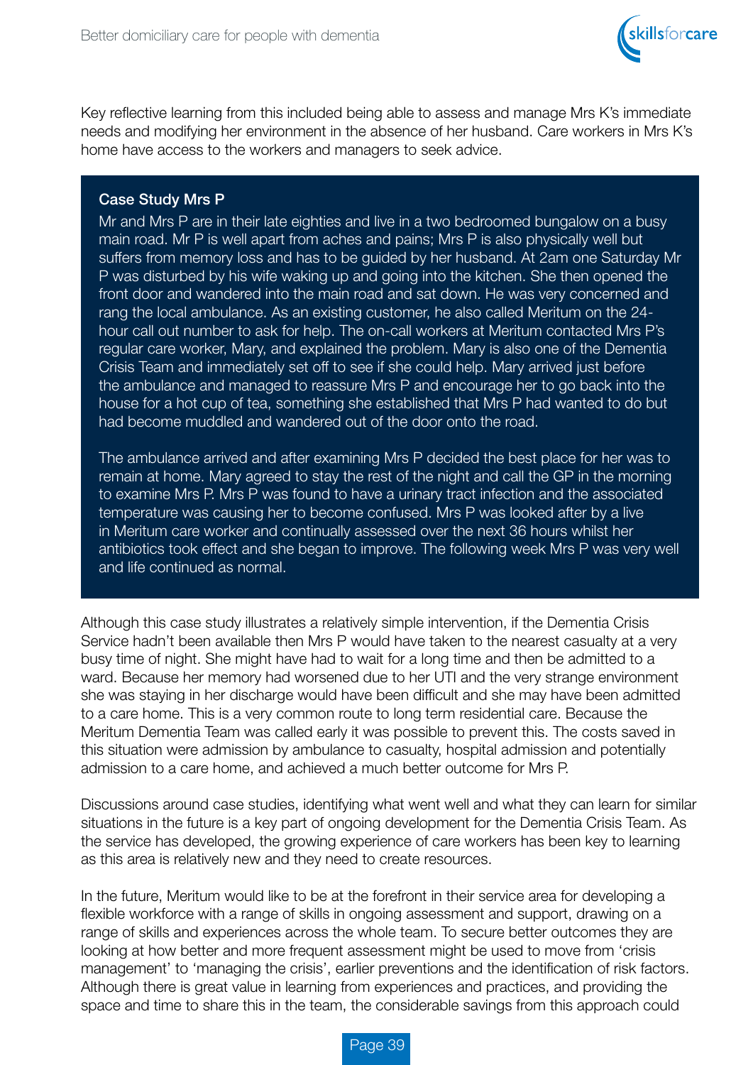Key reflective learning from this included being able to assess and manage Mrs K's immediate needs and modifying her environment in the absence of her husband. Care workers in Mrs K's home have access to the workers and managers to seek advice.

**Case Study Mrs P**

Mr and Mrs P are in their late eighties and live in a two bedroomed bungalow on a busy main road. Mr P is well apart from aches and pains; Mrs P is also physically well but suffers from memory loss and has to be guided by her husband. At 2am one Saturday Mr P was disturbed by his wife waking up and going into the kitchen. She then opened the front door and wandered into the main road and sat down. He was very concerned and rang the local ambulance. As an existing customer, he also called Meritum on the 24-hour call out number to ask for help. The on-call workers at Meritum contacted Mrs P's regular care worker, Mary, and explained the problem. Mary is also one of the Dementia Crisis Team and immediately set off to see if she could help. Mary arrived just before the ambulance and managed to reassure Mrs P and encourage her to go back into the house for a hot cup of tea, something she established that Mrs P had wanted to do but had become muddled and wandered out of the door onto the road.

The ambulance arrived and after examining Mrs P decided the best place for her was to remain at home. Mary agreed to stay the rest of the night and call the GP in the morning to examine Mrs P. Mrs P was found to have a urinary tract infection and the associated temperature was causing her to become confused. Mrs P was looked after by a live in Meritum care worker and continually assessed over the next 36 hours whilst her antibiotics took effect and she began to improve. The following week Mrs P was very well and life continued as normal.

Although this case study illustrates a relatively simple intervention, if the Dementia Crisis Service hadn't been available then Mrs P would have taken to the nearest casualty at a very busy time of night. She might have had to wait for a long time and then be admitted to a ward. Because her memory had worsened due to her UTI and the very strange environment she was staying in her discharge would have been difficult and she may have been admitted to a care home. This is a very common route to long term residential care. Because the Meritum Dementia Team was called early it was possible to prevent this. The costs saved in this situation were admission by ambulance to casualty, hospital admission and potentially admission to a care home, and achieved a much better outcome for Mrs P.

Discussions around case studies, identifying what went well and what they can learn for similar situations in the future is a key part of ongoing development for the Dementia Crisis Team. As the service has developed, the growing experience of care workers has been key to learning as this area is relatively new and they need to create resources.

In the future, Meritum would like to be at the forefront in their service area for developing a flexible workforce with a range of skills in ongoing assessment and support, drawing on a range of skills and experiences across the whole team. To secure better outcomes they are looking at how better and more frequent assessment might be used to move from 'crisis management' to 'managing the crisis', earlier preventions and the identification of risk factors. Although there is great value in learning from experiences and practices, and providing the space and time to share this in the team, the considerable savings from this approach could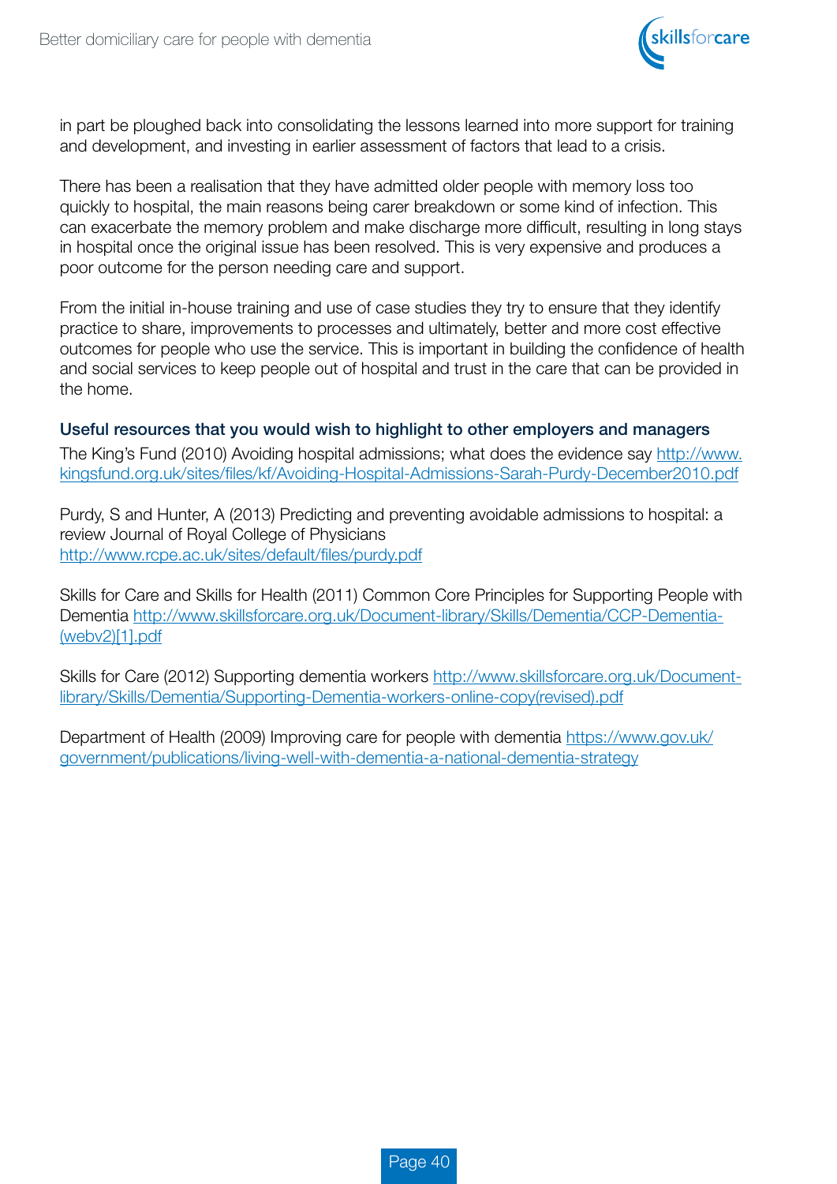in part be ploughed back into consolidating the lessons learned into more support for training and development, and investing in earlier assessment of factors that lead to a crisis.

There has been a realisation that they have admitted older people with memory loss too quickly to hospital, the main reasons being carer breakdown or some kind of infection. This can exacerbate the memory problem and make discharge more difficult, resulting in long stays in hospital once the original issue has been resolved. This is very expensive and produces a poor outcome for the person needing care and support.

From the initial in-house training and use of case studies they try to ensure that they identify practice to share, improvements to processes and ultimately, better and more cost effective outcomes for people who use the service. This is important in building the confidence of health and social services to keep people out of hospital and trust in the care that can be provided in the home.

**Useful resources that you would wish to highlight to other employers and managers**

The King's Fund (2010) Avoiding hospital admissions; what does the evidence say http://www.kingsfund.org.uk/sites/files/kf/Avoiding-Hospital-Admissions-Sarah-Purdy-December2010.pdf

Purdy, S and Hunter, A (2013) Predicting and preventing avoidable admissions to hospital: a review Journal of Royal College of Physicians
http://www.rcpe.ac.uk/sites/default/files/purdy.pdf

Skills for Care and Skills for Health (2011) Common Core Principles for Supporting People with Dementia http://www.skillsforcare.org.uk/Document-library/Skills/Dementia/CCP-Dementia-(webv2)[1].pdf

Skills for Care (2012) Supporting dementia workers http://www.skillsforcare.org.uk/Document-library/Skills/Dementia/Supporting-Dementia-workers-online-copy(revised).pdf

Department of Health (2009) Improving care for people with dementia https://www.gov.uk/government/publications/living-well-with-dementia-a-national-dementia-strategy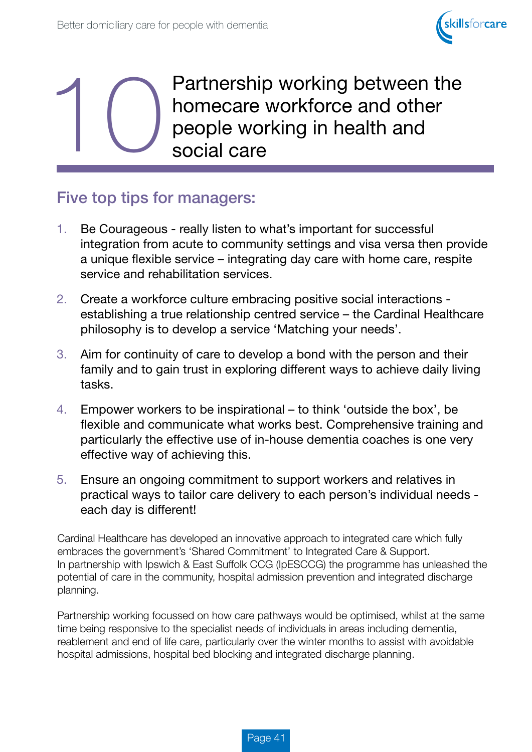# 10 Partnership working between the homecare workforce and other people working in health and social care

## Five top tips for managers:

1. Be Courageous - really listen to what's important for successful integration from acute to community settings and visa versa then provide a unique flexible service – integrating day care with home care, respite service and rehabilitation services.

2. Create a workforce culture embracing positive social interactions - establishing a true relationship centred service – the Cardinal Healthcare philosophy is to develop a service 'Matching your needs'.

3. Aim for continuity of care to develop a bond with the person and their family and to gain trust in exploring different ways to achieve daily living tasks.

4. Empower workers to be inspirational – to think 'outside the box', be flexible and communicate what works best. Comprehensive training and particularly the effective use of in-house dementia coaches is one very effective way of achieving this.

5. Ensure an ongoing commitment to support workers and relatives in practical ways to tailor care delivery to each person's individual needs - each day is different!

Cardinal Healthcare has developed an innovative approach to integrated care which fully embraces the government's 'Shared Commitment' to Integrated Care & Support. In partnership with Ipswich & East Suffolk CCG (IpESCCG) the programme has unleashed the potential of care in the community, hospital admission prevention and integrated discharge planning.

Partnership working focussed on how care pathways would be optimised, whilst at the same time being responsive to the specialist needs of individuals in areas including dementia, reablement and end of life care, particularly over the winter months to assist with avoidable hospital admissions, hospital bed blocking and integrated discharge planning.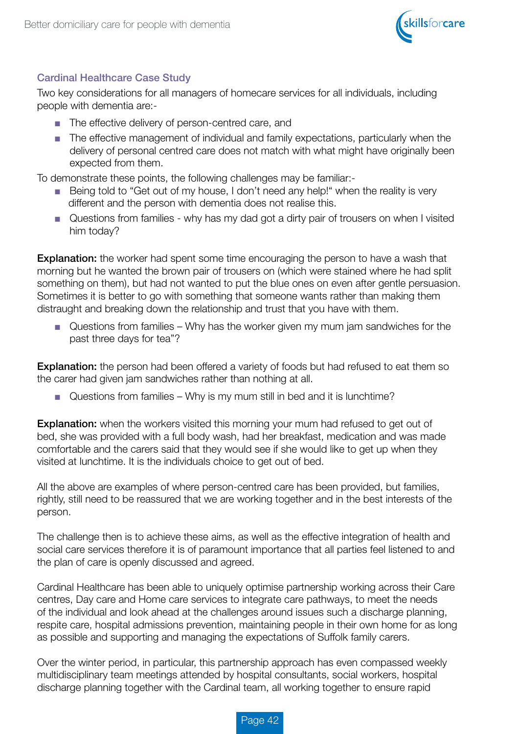### Cardinal Healthcare Case Study

Two key considerations for all managers of homecare services for all individuals, including people with dementia are:-

- The effective delivery of person-centred care, and
- The effective management of individual and family expectations, particularly when the delivery of personal centred care does not match with what might have originally been expected from them.

To demonstrate these points, the following challenges may be familiar:-

- Being told to "Get out of my house, I don't need any help!" when the reality is very different and the person with dementia does not realise this.
- Questions from families - why has my dad got a dirty pair of trousers on when I visited him today?

**Explanation:** the worker had spent some time encouraging the person to have a wash that morning but he wanted the brown pair of trousers on (which were stained where he had split something on them), but had not wanted to put the blue ones on even after gentle persuasion. Sometimes it is better to go with something that someone wants rather than making them distraught and breaking down the relationship and trust that you have with them.

- Questions from families – Why has the worker given my mum jam sandwiches for the past three days for tea"?

**Explanation:** the person had been offered a variety of foods but had refused to eat them so the carer had given jam sandwiches rather than nothing at all.

- Questions from families – Why is my mum still in bed and it is lunchtime?

**Explanation:** when the workers visited this morning your mum had refused to get out of bed, she was provided with a full body wash, had her breakfast, medication and was made comfortable and the carers said that they would see if she would like to get up when they visited at lunchtime. It is the individuals choice to get out of bed.

All the above are examples of where person-centred care has been provided, but families, rightly, still need to be reassured that we are working together and in the best interests of the person.

The challenge then is to achieve these aims, as well as the effective integration of health and social care services therefore it is of paramount importance that all parties feel listened to and the plan of care is openly discussed and agreed.

Cardinal Healthcare has been able to uniquely optimise partnership working across their Care centres, Day care and Home care services to integrate care pathways, to meet the needs of the individual and look ahead at the challenges around issues such a discharge planning, respite care, hospital admissions prevention, maintaining people in their own home for as long as possible and supporting and managing the expectations of Suffolk family carers.

Over the winter period, in particular, this partnership approach has even compassed weekly multidisciplinary team meetings attended by hospital consultants, social workers, hospital discharge planning together with the Cardinal team, all working together to ensure rapid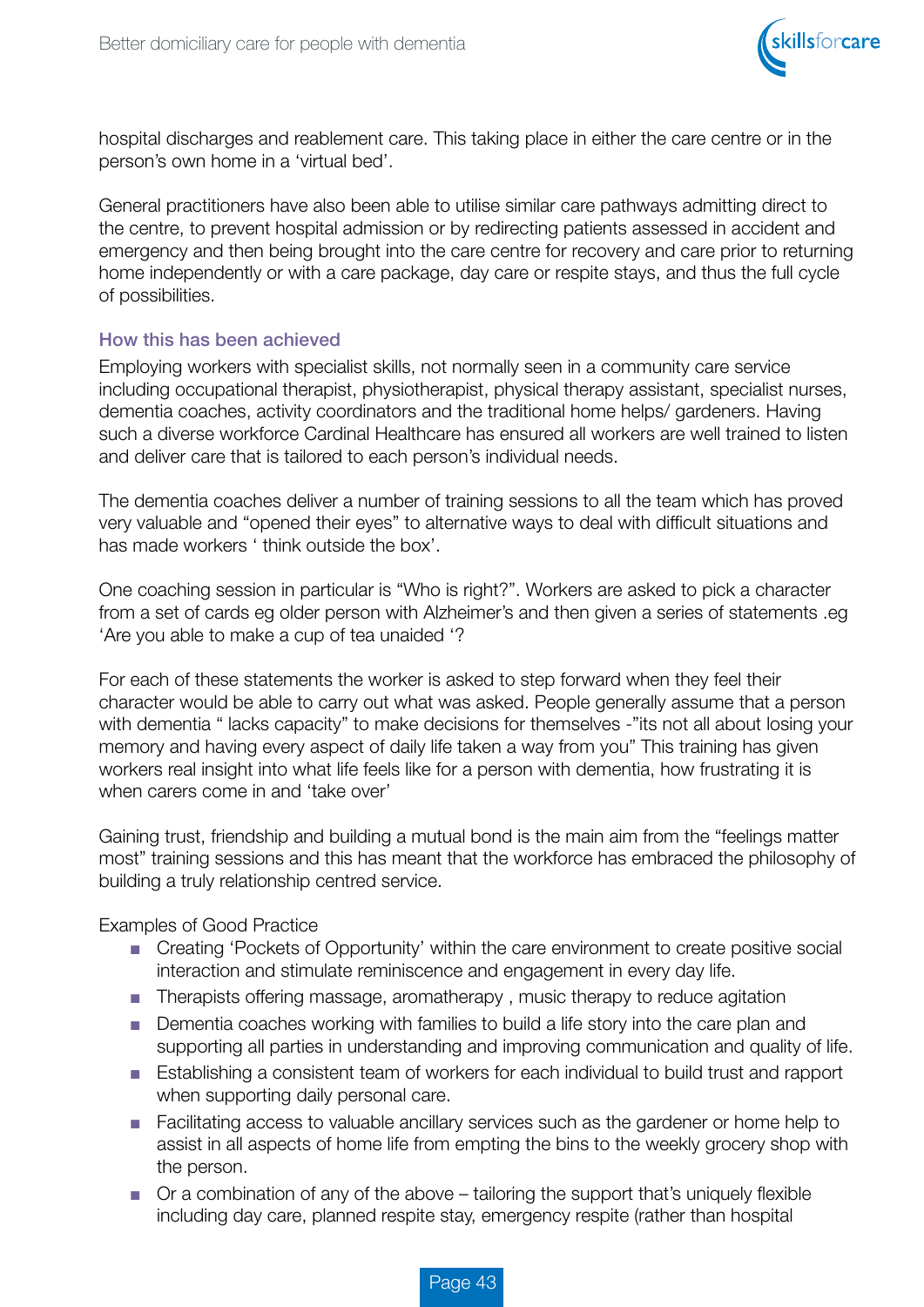hospital discharges and reablement care. This taking place in either the care centre or in the person's own home in a 'virtual bed'.

General practitioners have also been able to utilise similar care pathways admitting direct to the centre, to prevent hospital admission or by redirecting patients assessed in accident and emergency and then being brought into the care centre for recovery and care prior to returning home independently or with a care package, day care or respite stays, and thus the full cycle of possibilities.

### How this has been achieved

Employing workers with specialist skills, not normally seen in a community care service including occupational therapist, physiotherapist, physical therapy assistant, specialist nurses, dementia coaches, activity coordinators and the traditional home helps/ gardeners. Having such a diverse workforce Cardinal Healthcare has ensured all workers are well trained to listen and deliver care that is tailored to each person's individual needs.

The dementia coaches deliver a number of training sessions to all the team which has proved very valuable and "opened their eyes" to alternative ways to deal with difficult situations and has made workers ' think outside the box'.

One coaching session in particular is "Who is right?". Workers are asked to pick a character from a set of cards eg older person with Alzheimer's and then given a series of statements .eg 'Are you able to make a cup of tea unaided '?

For each of these statements the worker is asked to step forward when they feel their character would be able to carry out what was asked. People generally assume that a person with dementia " lacks capacity" to make decisions for themselves -"its not all about losing your memory and having every aspect of daily life taken a way from you" This training has given workers real insight into what life feels like for a person with dementia, how frustrating it is when carers come in and 'take over'

Gaining trust, friendship and building a mutual bond is the main aim from the "feelings matter most" training sessions and this has meant that the workforce has embraced the philosophy of building a truly relationship centred service.

Examples of Good Practice

- Creating 'Pockets of Opportunity' within the care environment to create positive social interaction and stimulate reminiscence and engagement in every day life.
- Therapists offering massage, aromatherapy , music therapy to reduce agitation
- Dementia coaches working with families to build a life story into the care plan and supporting all parties in understanding and improving communication and quality of life.
- Establishing a consistent team of workers for each individual to build trust and rapport when supporting daily personal care.
- Facilitating access to valuable ancillary services such as the gardener or home help to assist in all aspects of home life from empting the bins to the weekly grocery shop with the person.
- Or a combination of any of the above – tailoring the support that's uniquely flexible including day care, planned respite stay, emergency respite (rather than hospital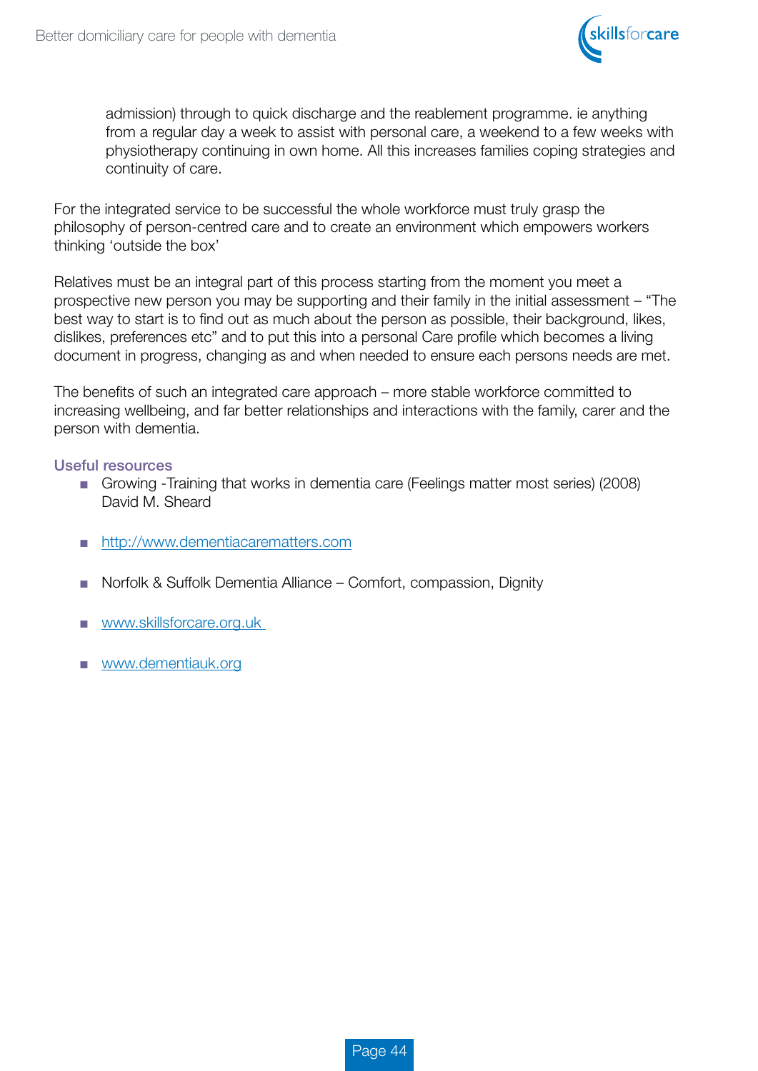admission) through to quick discharge and the reablement programme. ie anything from a regular day a week to assist with personal care, a weekend to a few weeks with physiotherapy continuing in own home. All this increases families coping strategies and continuity of care.

For the integrated service to be successful the whole workforce must truly grasp the philosophy of person-centred care and to create an environment which empowers workers thinking 'outside the box'

Relatives must be an integral part of this process starting from the moment you meet a prospective new person you may be supporting and their family in the initial assessment – "The best way to start is to find out as much about the person as possible, their background, likes, dislikes, preferences etc" and to put this into a personal Care profile which becomes a living document in progress, changing as and when needed to ensure each persons needs are met.

The benefits of such an integrated care approach – more stable workforce committed to increasing wellbeing, and far better relationships and interactions with the family, carer and the person with dementia.

### Useful resources

- Growing -Training that works in dementia care (Feelings matter most series) (2008) David M. Sheard
- http://www.dementiacarematters.com
- Norfolk & Suffolk Dementia Alliance – Comfort, compassion, Dignity
- www.skillsforcare.org.uk
- www.dementiauk.org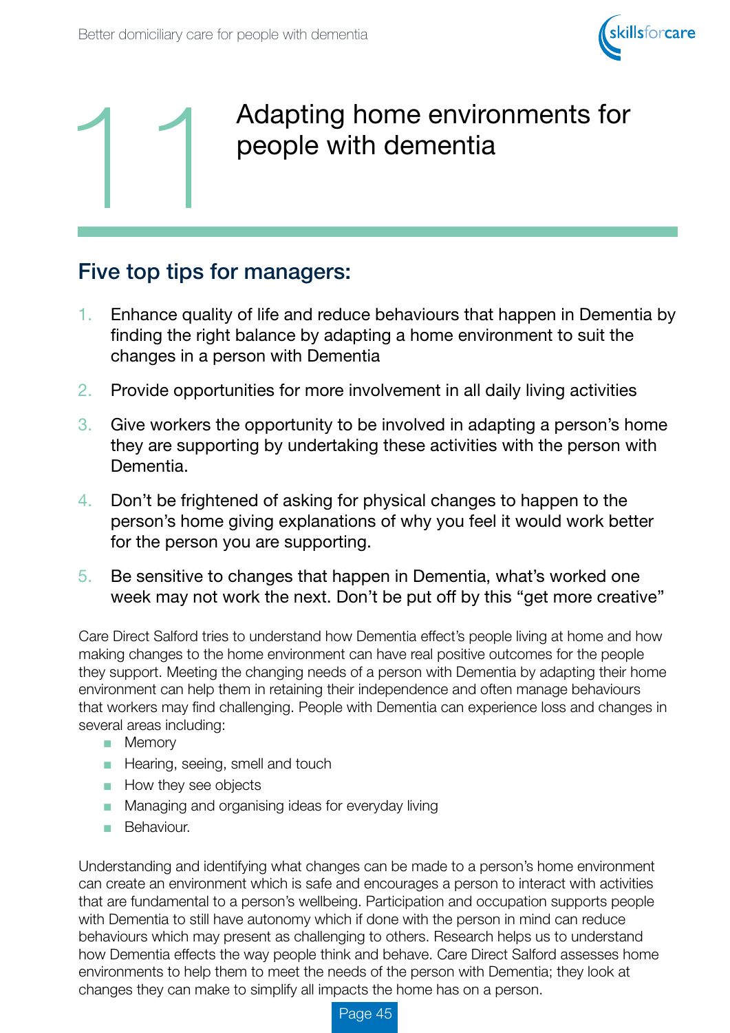# 11 Adapting home environments for people with dementia

## Five top tips for managers:

1. Enhance quality of life and reduce behaviours that happen in Dementia by finding the right balance by adapting a home environment to suit the changes in a person with Dementia
2. Provide opportunities for more involvement in all daily living activities
3. Give workers the opportunity to be involved in adapting a person's home they are supporting by undertaking these activities with the person with Dementia.
4. Don't be frightened of asking for physical changes to happen to the person's home giving explanations of why you feel it would work better for the person you are supporting.
5. Be sensitive to changes that happen in Dementia, what's worked one week may not work the next. Don't be put off by this "get more creative"

Care Direct Salford tries to understand how Dementia effect's people living at home and how making changes to the home environment can have real positive outcomes for the people they support. Meeting the changing needs of a person with Dementia by adapting their home environment can help them in retaining their independence and often manage behaviours that workers may find challenging. People with Dementia can experience loss and changes in several areas including:

- Memory
- Hearing, seeing, smell and touch
- How they see objects
- Managing and organising ideas for everyday living
- Behaviour.

Understanding and identifying what changes can be made to a person's home environment can create an environment which is safe and encourages a person to interact with activities that are fundamental to a person's wellbeing. Participation and occupation supports people with Dementia to still have autonomy which if done with the person in mind can reduce behaviours which may present as challenging to others. Research helps us to understand how Dementia effects the way people think and behave. Care Direct Salford assesses home environments to help them to meet the needs of the person with Dementia; they look at changes they can make to simplify all impacts the home has on a person.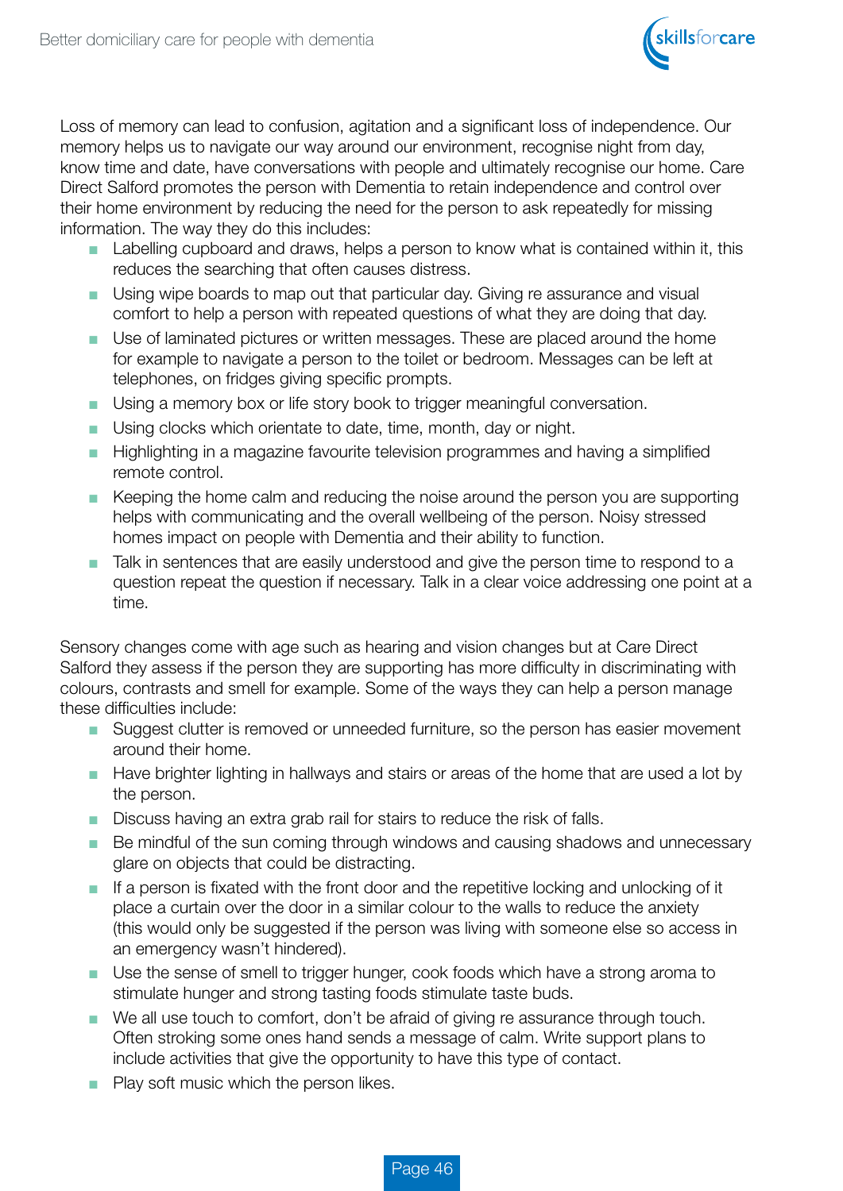Loss of memory can lead to confusion, agitation and a significant loss of independence. Our memory helps us to navigate our way around our environment, recognise night from day, know time and date, have conversations with people and ultimately recognise our home. Care Direct Salford promotes the person with Dementia to retain independence and control over their home environment by reducing the need for the person to ask repeatedly for missing information. The way they do this includes:

- Labelling cupboard and draws, helps a person to know what is contained within it, this reduces the searching that often causes distress.
- Using wipe boards to map out that particular day. Giving re assurance and visual comfort to help a person with repeated questions of what they are doing that day.
- Use of laminated pictures or written messages. These are placed around the home for example to navigate a person to the toilet or bedroom. Messages can be left at telephones, on fridges giving specific prompts.
- Using a memory box or life story book to trigger meaningful conversation.
- Using clocks which orientate to date, time, month, day or night.
- Highlighting in a magazine favourite television programmes and having a simplified remote control.
- Keeping the home calm and reducing the noise around the person you are supporting helps with communicating and the overall wellbeing of the person. Noisy stressed homes impact on people with Dementia and their ability to function.
- Talk in sentences that are easily understood and give the person time to respond to a question repeat the question if necessary. Talk in a clear voice addressing one point at a time.

Sensory changes come with age such as hearing and vision changes but at Care Direct Salford they assess if the person they are supporting has more difficulty in discriminating with colours, contrasts and smell for example. Some of the ways they can help a person manage these difficulties include:

- Suggest clutter is removed or unneeded furniture, so the person has easier movement around their home.
- Have brighter lighting in hallways and stairs or areas of the home that are used a lot by the person.
- Discuss having an extra grab rail for stairs to reduce the risk of falls.
- Be mindful of the sun coming through windows and causing shadows and unnecessary glare on objects that could be distracting.
- If a person is fixated with the front door and the repetitive locking and unlocking of it place a curtain over the door in a similar colour to the walls to reduce the anxiety (this would only be suggested if the person was living with someone else so access in an emergency wasn't hindered).
- Use the sense of smell to trigger hunger, cook foods which have a strong aroma to stimulate hunger and strong tasting foods stimulate taste buds.
- We all use touch to comfort, don't be afraid of giving re assurance through touch. Often stroking some ones hand sends a message of calm. Write support plans to include activities that give the opportunity to have this type of contact.
- Play soft music which the person likes.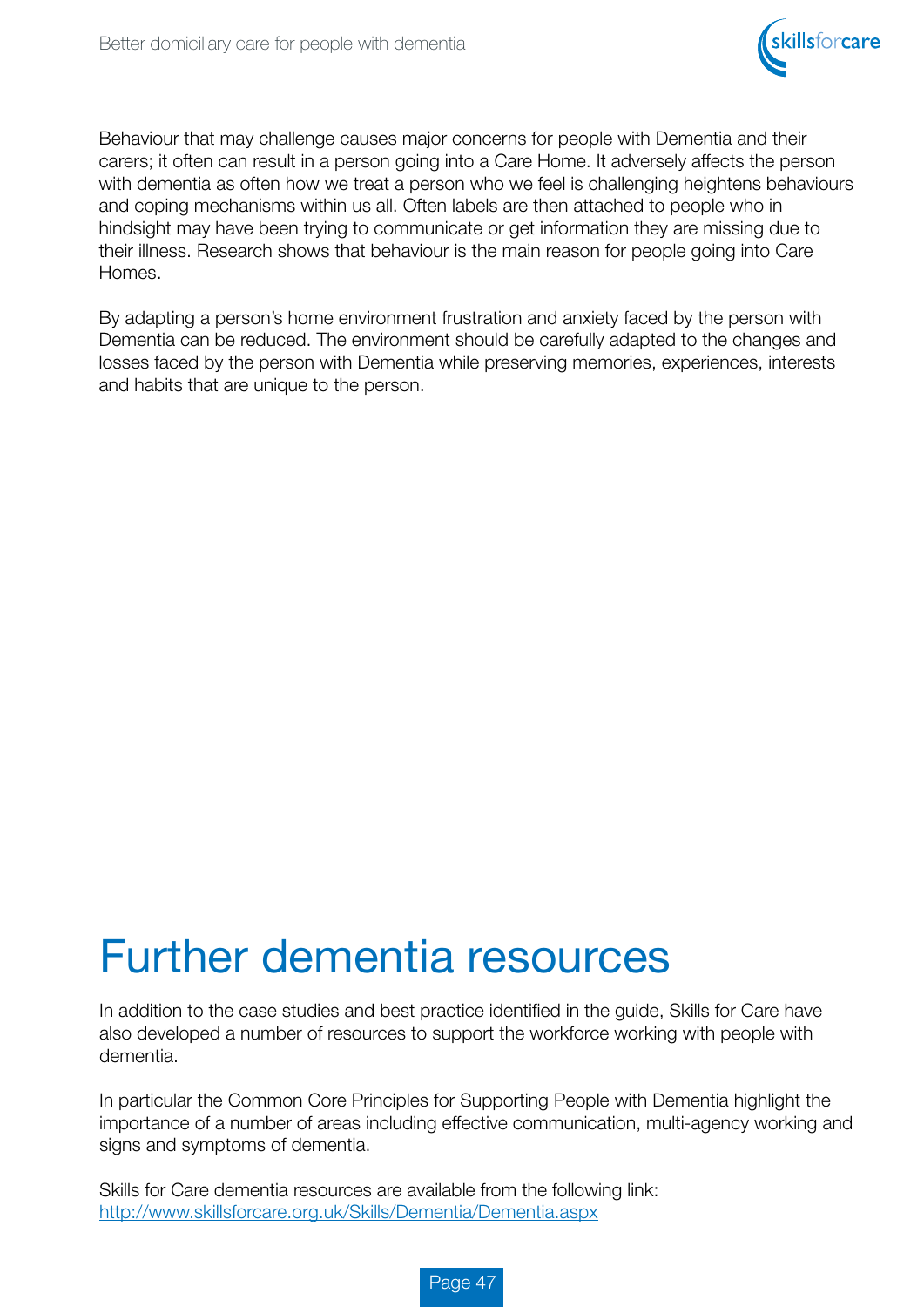Behaviour that may challenge causes major concerns for people with Dementia and their carers; it often can result in a person going into a Care Home. It adversely affects the person with dementia as often how we treat a person who we feel is challenging heightens behaviours and coping mechanisms within us all. Often labels are then attached to people who in hindsight may have been trying to communicate or get information they are missing due to their illness. Research shows that behaviour is the main reason for people going into Care Homes.

By adapting a person's home environment frustration and anxiety faced by the person with Dementia can be reduced. The environment should be carefully adapted to the changes and losses faced by the person with Dementia while preserving memories, experiences, interests and habits that are unique to the person.

# Further dementia resources

In addition to the case studies and best practice identified in the guide, Skills for Care have also developed a number of resources to support the workforce working with people with dementia.

In particular the Common Core Principles for Supporting People with Dementia highlight the importance of a number of areas including effective communication, multi-agency working and signs and symptoms of dementia.

Skills for Care dementia resources are available from the following link:
http://www.skillsforcare.org.uk/Skills/Dementia/Dementia.aspx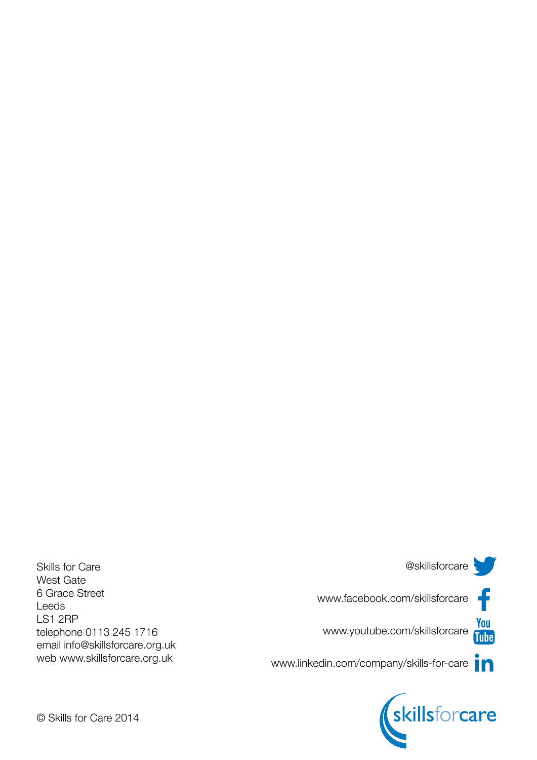Skills for Care
West Gate
6 Grace Street
Leeds
LS1 2RP
telephone 0113 245 1716
email info@skillsforcare.org.uk
web www.skillsforcare.org.uk

@skillsforcare

www.facebook.com/skillsforcare

www.youtube.com/skillsforcare

www.linkedin.com/company/skills-for-care

© Skills for Care 2014

skillsforcare